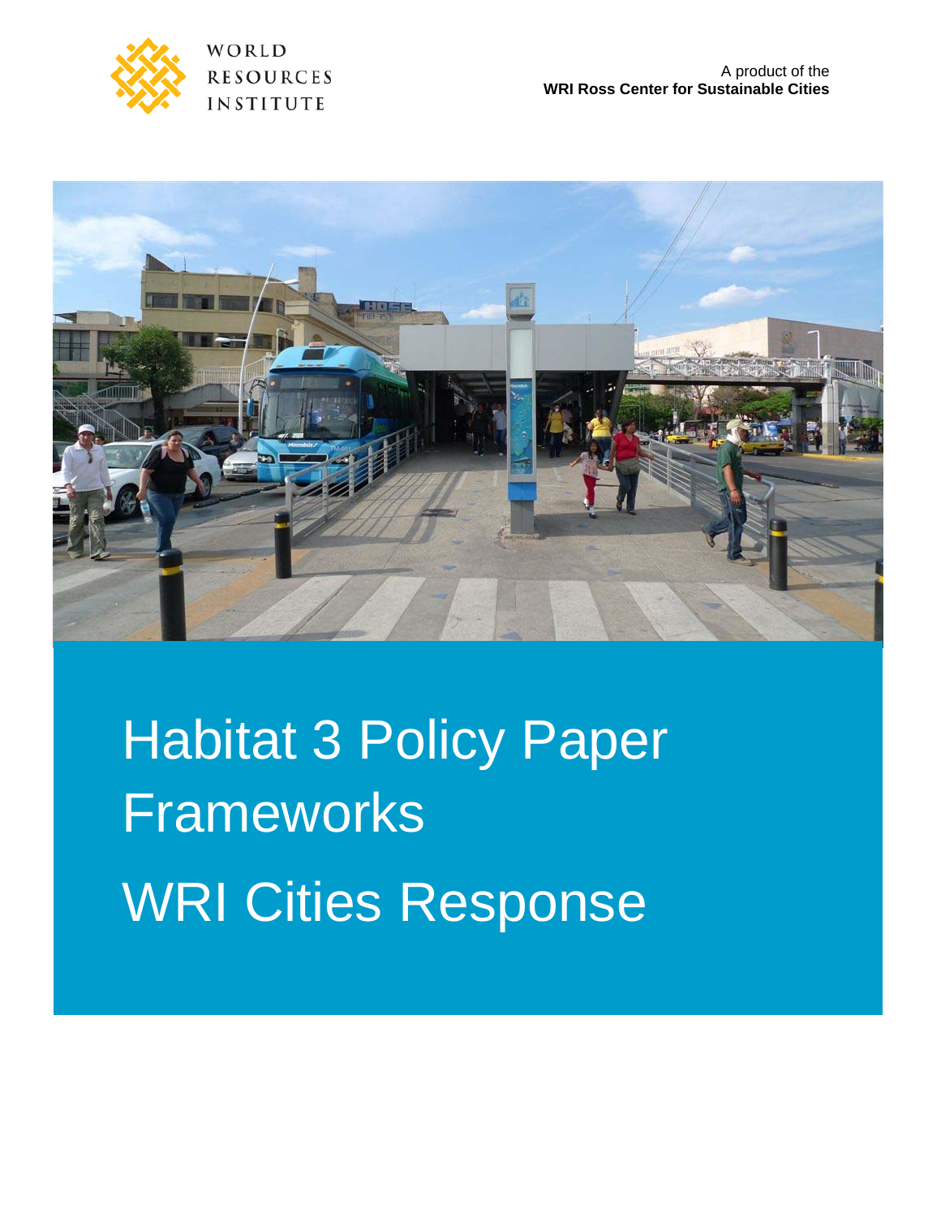WORLD RESOURCES INSTITUTE

A product of the
**WRI Ross Center for Sustainable Cities**

# Habitat 3 Policy Paper Frameworks

# WRI Cities Response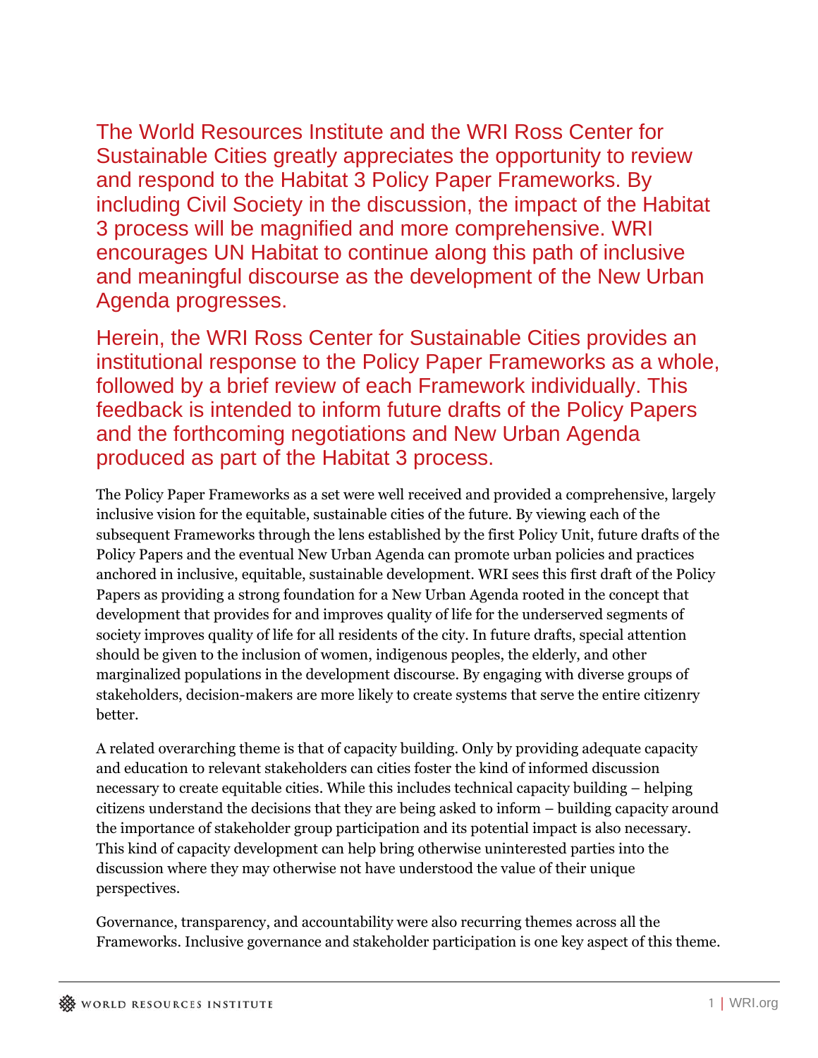The World Resources Institute and the WRI Ross Center for Sustainable Cities greatly appreciates the opportunity to review and respond to the Habitat 3 Policy Paper Frameworks. By including Civil Society in the discussion, the impact of the Habitat 3 process will be magnified and more comprehensive. WRI encourages UN Habitat to continue along this path of inclusive and meaningful discourse as the development of the New Urban Agenda progresses.

Herein, the WRI Ross Center for Sustainable Cities provides an institutional response to the Policy Paper Frameworks as a whole, followed by a brief review of each Framework individually. This feedback is intended to inform future drafts of the Policy Papers and the forthcoming negotiations and New Urban Agenda produced as part of the Habitat 3 process.

The Policy Paper Frameworks as a set were well received and provided a comprehensive, largely inclusive vision for the equitable, sustainable cities of the future. By viewing each of the subsequent Frameworks through the lens established by the first Policy Unit, future drafts of the Policy Papers and the eventual New Urban Agenda can promote urban policies and practices anchored in inclusive, equitable, sustainable development. WRI sees this first draft of the Policy Papers as providing a strong foundation for a New Urban Agenda rooted in the concept that development that provides for and improves quality of life for the underserved segments of society improves quality of life for all residents of the city. In future drafts, special attention should be given to the inclusion of women, indigenous peoples, the elderly, and other marginalized populations in the development discourse. By engaging with diverse groups of stakeholders, decision-makers are more likely to create systems that serve the entire citizenry better.

A related overarching theme is that of capacity building. Only by providing adequate capacity and education to relevant stakeholders can cities foster the kind of informed discussion necessary to create equitable cities. While this includes technical capacity building – helping citizens understand the decisions that they are being asked to inform – building capacity around the importance of stakeholder group participation and its potential impact is also necessary. This kind of capacity development can help bring otherwise uninterested parties into the discussion where they may otherwise not have understood the value of their unique perspectives.

Governance, transparency, and accountability were also recurring themes across all the Frameworks. Inclusive governance and stakeholder participation is one key aspect of this theme.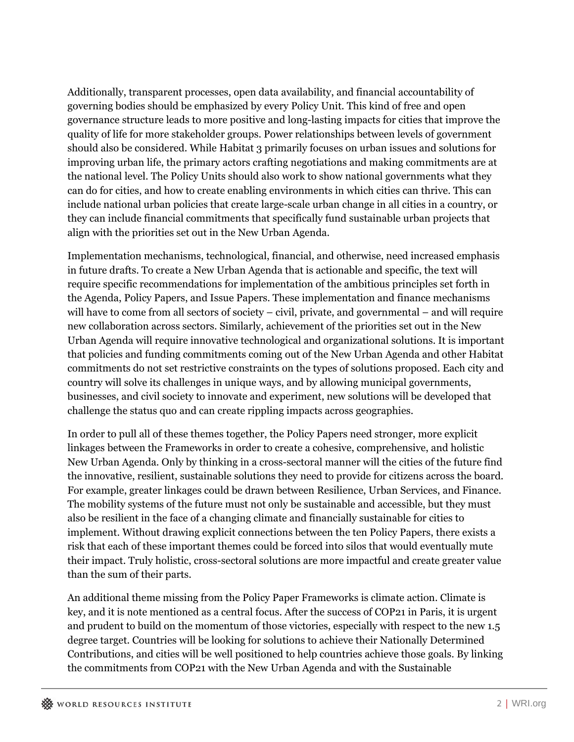Additionally, transparent processes, open data availability, and financial accountability of governing bodies should be emphasized by every Policy Unit. This kind of free and open governance structure leads to more positive and long-lasting impacts for cities that improve the quality of life for more stakeholder groups. Power relationships between levels of government should also be considered. While Habitat 3 primarily focuses on urban issues and solutions for improving urban life, the primary actors crafting negotiations and making commitments are at the national level. The Policy Units should also work to show national governments what they can do for cities, and how to create enabling environments in which cities can thrive. This can include national urban policies that create large-scale urban change in all cities in a country, or they can include financial commitments that specifically fund sustainable urban projects that align with the priorities set out in the New Urban Agenda.

Implementation mechanisms, technological, financial, and otherwise, need increased emphasis in future drafts. To create a New Urban Agenda that is actionable and specific, the text will require specific recommendations for implementation of the ambitious principles set forth in the Agenda, Policy Papers, and Issue Papers. These implementation and finance mechanisms will have to come from all sectors of society – civil, private, and governmental – and will require new collaboration across sectors. Similarly, achievement of the priorities set out in the New Urban Agenda will require innovative technological and organizational solutions. It is important that policies and funding commitments coming out of the New Urban Agenda and other Habitat commitments do not set restrictive constraints on the types of solutions proposed. Each city and country will solve its challenges in unique ways, and by allowing municipal governments, businesses, and civil society to innovate and experiment, new solutions will be developed that challenge the status quo and can create rippling impacts across geographies.

In order to pull all of these themes together, the Policy Papers need stronger, more explicit linkages between the Frameworks in order to create a cohesive, comprehensive, and holistic New Urban Agenda. Only by thinking in a cross-sectoral manner will the cities of the future find the innovative, resilient, sustainable solutions they need to provide for citizens across the board. For example, greater linkages could be drawn between Resilience, Urban Services, and Finance. The mobility systems of the future must not only be sustainable and accessible, but they must also be resilient in the face of a changing climate and financially sustainable for cities to implement. Without drawing explicit connections between the ten Policy Papers, there exists a risk that each of these important themes could be forced into silos that would eventually mute their impact. Truly holistic, cross-sectoral solutions are more impactful and create greater value than the sum of their parts.

An additional theme missing from the Policy Paper Frameworks is climate action. Climate is key, and it is note mentioned as a central focus. After the success of COP21 in Paris, it is urgent and prudent to build on the momentum of those victories, especially with respect to the new 1.5 degree target. Countries will be looking for solutions to achieve their Nationally Determined Contributions, and cities will be well positioned to help countries achieve those goals. By linking the commitments from COP21 with the New Urban Agenda and with the Sustainable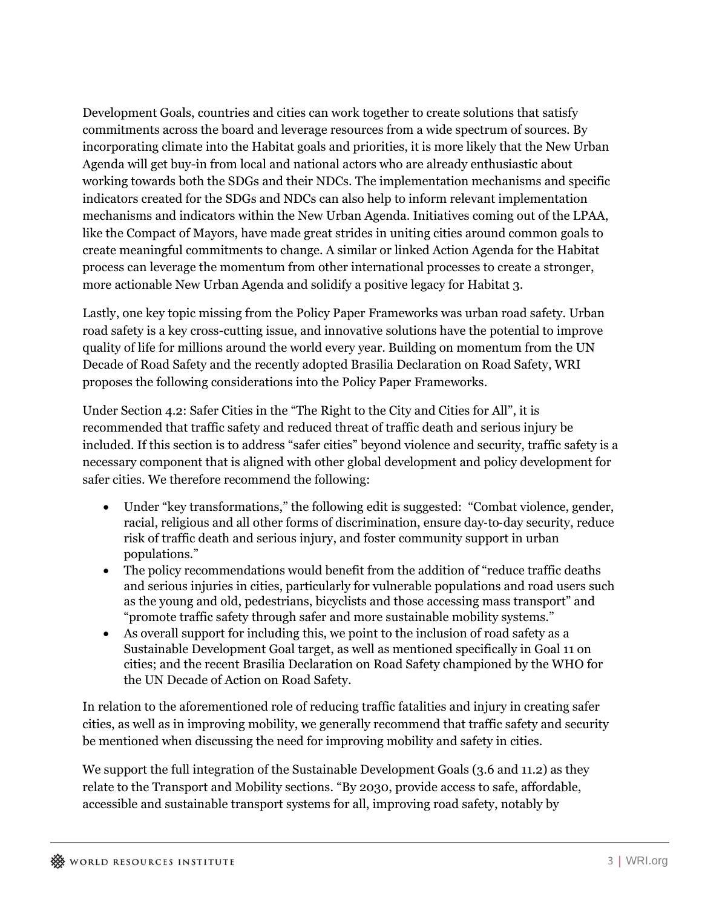Development Goals, countries and cities can work together to create solutions that satisfy commitments across the board and leverage resources from a wide spectrum of sources. By incorporating climate into the Habitat goals and priorities, it is more likely that the New Urban Agenda will get buy-in from local and national actors who are already enthusiastic about working towards both the SDGs and their NDCs. The implementation mechanisms and specific indicators created for the SDGs and NDCs can also help to inform relevant implementation mechanisms and indicators within the New Urban Agenda. Initiatives coming out of the LPAA, like the Compact of Mayors, have made great strides in uniting cities around common goals to create meaningful commitments to change. A similar or linked Action Agenda for the Habitat process can leverage the momentum from other international processes to create a stronger, more actionable New Urban Agenda and solidify a positive legacy for Habitat 3.

Lastly, one key topic missing from the Policy Paper Frameworks was urban road safety. Urban road safety is a key cross-cutting issue, and innovative solutions have the potential to improve quality of life for millions around the world every year. Building on momentum from the UN Decade of Road Safety and the recently adopted Brasilia Declaration on Road Safety, WRI proposes the following considerations into the Policy Paper Frameworks.

Under Section 4.2: Safer Cities in the "The Right to the City and Cities for All", it is recommended that traffic safety and reduced threat of traffic death and serious injury be included. If this section is to address "safer cities" beyond violence and security, traffic safety is a necessary component that is aligned with other global development and policy development for safer cities. We therefore recommend the following:

- Under "key transformations," the following edit is suggested: "Combat violence, gender, racial, religious and all other forms of discrimination, ensure day-to-day security, reduce risk of traffic death and serious injury, and foster community support in urban populations."
- The policy recommendations would benefit from the addition of "reduce traffic deaths and serious injuries in cities, particularly for vulnerable populations and road users such as the young and old, pedestrians, bicyclists and those accessing mass transport" and "promote traffic safety through safer and more sustainable mobility systems."
- As overall support for including this, we point to the inclusion of road safety as a Sustainable Development Goal target, as well as mentioned specifically in Goal 11 on cities; and the recent Brasilia Declaration on Road Safety championed by the WHO for the UN Decade of Action on Road Safety.

In relation to the aforementioned role of reducing traffic fatalities and injury in creating safer cities, as well as in improving mobility, we generally recommend that traffic safety and security be mentioned when discussing the need for improving mobility and safety in cities.

We support the full integration of the Sustainable Development Goals (3.6 and 11.2) as they relate to the Transport and Mobility sections. "By 2030, provide access to safe, affordable, accessible and sustainable transport systems for all, improving road safety, notably by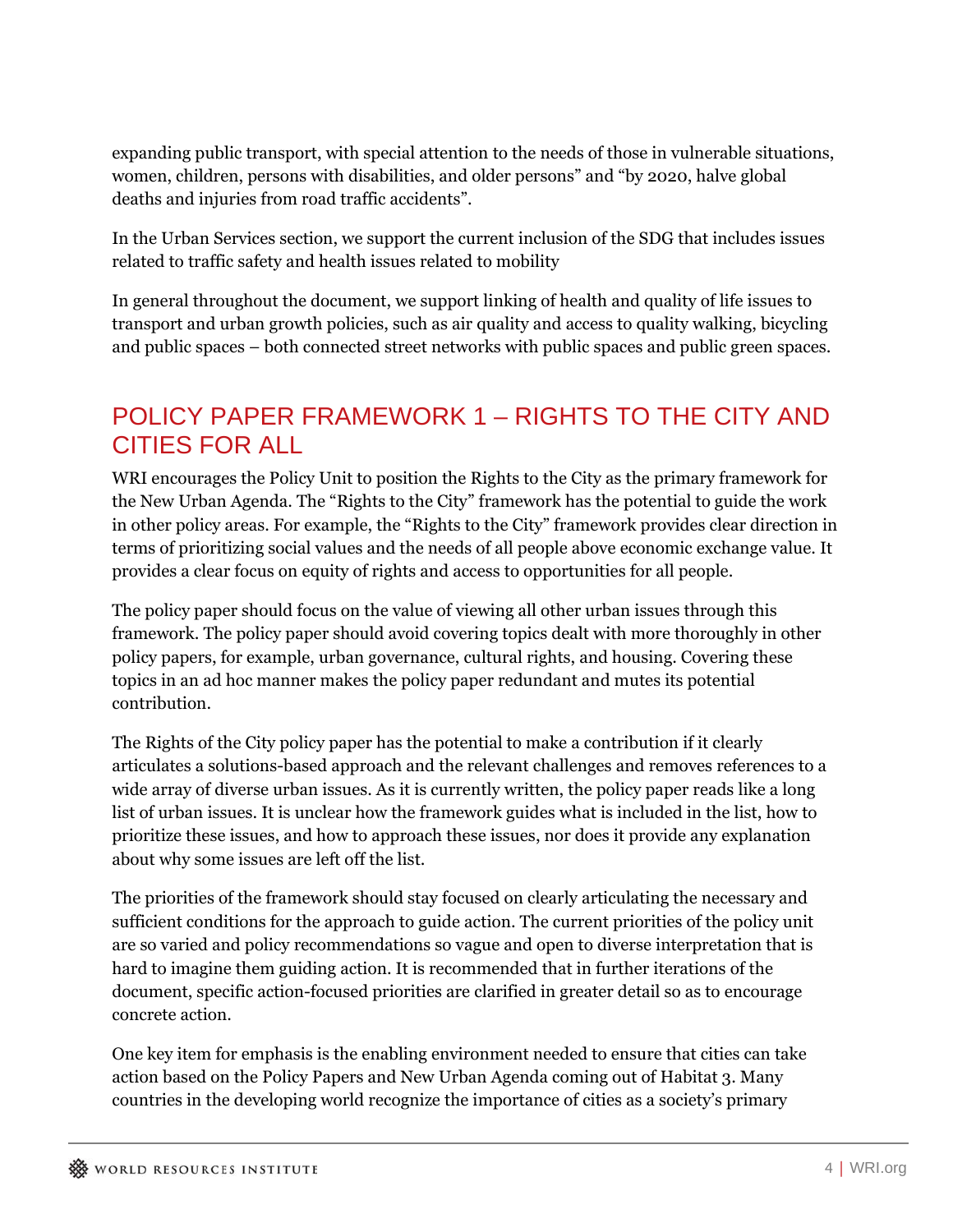expanding public transport, with special attention to the needs of those in vulnerable situations, women, children, persons with disabilities, and older persons" and "by 2020, halve global deaths and injuries from road traffic accidents".

In the Urban Services section, we support the current inclusion of the SDG that includes issues related to traffic safety and health issues related to mobility

In general throughout the document, we support linking of health and quality of life issues to transport and urban growth policies, such as air quality and access to quality walking, bicycling and public spaces – both connected street networks with public spaces and public green spaces.

## POLICY PAPER FRAMEWORK 1 – RIGHTS TO THE CITY AND CITIES FOR ALL

WRI encourages the Policy Unit to position the Rights to the City as the primary framework for the New Urban Agenda. The "Rights to the City" framework has the potential to guide the work in other policy areas. For example, the "Rights to the City" framework provides clear direction in terms of prioritizing social values and the needs of all people above economic exchange value. It provides a clear focus on equity of rights and access to opportunities for all people.

The policy paper should focus on the value of viewing all other urban issues through this framework. The policy paper should avoid covering topics dealt with more thoroughly in other policy papers, for example, urban governance, cultural rights, and housing. Covering these topics in an ad hoc manner makes the policy paper redundant and mutes its potential contribution.

The Rights of the City policy paper has the potential to make a contribution if it clearly articulates a solutions-based approach and the relevant challenges and removes references to a wide array of diverse urban issues. As it is currently written, the policy paper reads like a long list of urban issues. It is unclear how the framework guides what is included in the list, how to prioritize these issues, and how to approach these issues, nor does it provide any explanation about why some issues are left off the list.

The priorities of the framework should stay focused on clearly articulating the necessary and sufficient conditions for the approach to guide action. The current priorities of the policy unit are so varied and policy recommendations so vague and open to diverse interpretation that is hard to imagine them guiding action. It is recommended that in further iterations of the document, specific action-focused priorities are clarified in greater detail so as to encourage concrete action.

One key item for emphasis is the enabling environment needed to ensure that cities can take action based on the Policy Papers and New Urban Agenda coming out of Habitat 3. Many countries in the developing world recognize the importance of cities as a society's primary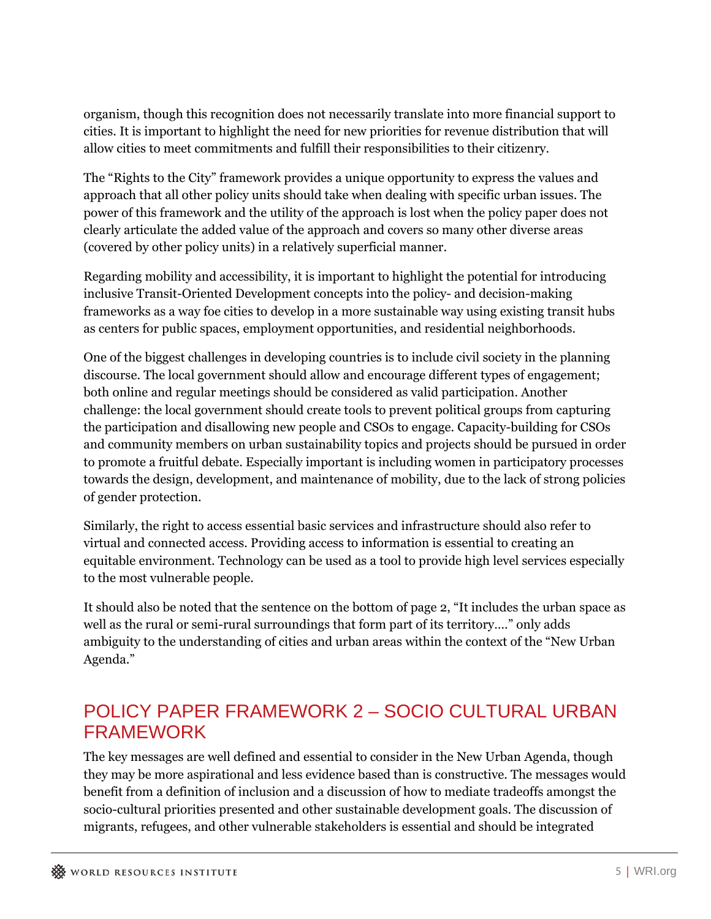organism, though this recognition does not necessarily translate into more financial support to cities. It is important to highlight the need for new priorities for revenue distribution that will allow cities to meet commitments and fulfill their responsibilities to their citizenry.

The "Rights to the City" framework provides a unique opportunity to express the values and approach that all other policy units should take when dealing with specific urban issues. The power of this framework and the utility of the approach is lost when the policy paper does not clearly articulate the added value of the approach and covers so many other diverse areas (covered by other policy units) in a relatively superficial manner.

Regarding mobility and accessibility, it is important to highlight the potential for introducing inclusive Transit-Oriented Development concepts into the policy- and decision-making frameworks as a way foe cities to develop in a more sustainable way using existing transit hubs as centers for public spaces, employment opportunities, and residential neighborhoods.

One of the biggest challenges in developing countries is to include civil society in the planning discourse. The local government should allow and encourage different types of engagement; both online and regular meetings should be considered as valid participation. Another challenge: the local government should create tools to prevent political groups from capturing the participation and disallowing new people and CSOs to engage. Capacity-building for CSOs and community members on urban sustainability topics and projects should be pursued in order to promote a fruitful debate. Especially important is including women in participatory processes towards the design, development, and maintenance of mobility, due to the lack of strong policies of gender protection.

Similarly, the right to access essential basic services and infrastructure should also refer to virtual and connected access. Providing access to information is essential to creating an equitable environment. Technology can be used as a tool to provide high level services especially to the most vulnerable people.

It should also be noted that the sentence on the bottom of page 2, "It includes the urban space as well as the rural or semi-rural surroundings that form part of its territory…." only adds ambiguity to the understanding of cities and urban areas within the context of the "New Urban Agenda."

## POLICY PAPER FRAMEWORK 2 – SOCIO CULTURAL URBAN FRAMEWORK

The key messages are well defined and essential to consider in the New Urban Agenda, though they may be more aspirational and less evidence based than is constructive. The messages would benefit from a definition of inclusion and a discussion of how to mediate tradeoffs amongst the socio-cultural priorities presented and other sustainable development goals. The discussion of migrants, refugees, and other vulnerable stakeholders is essential and should be integrated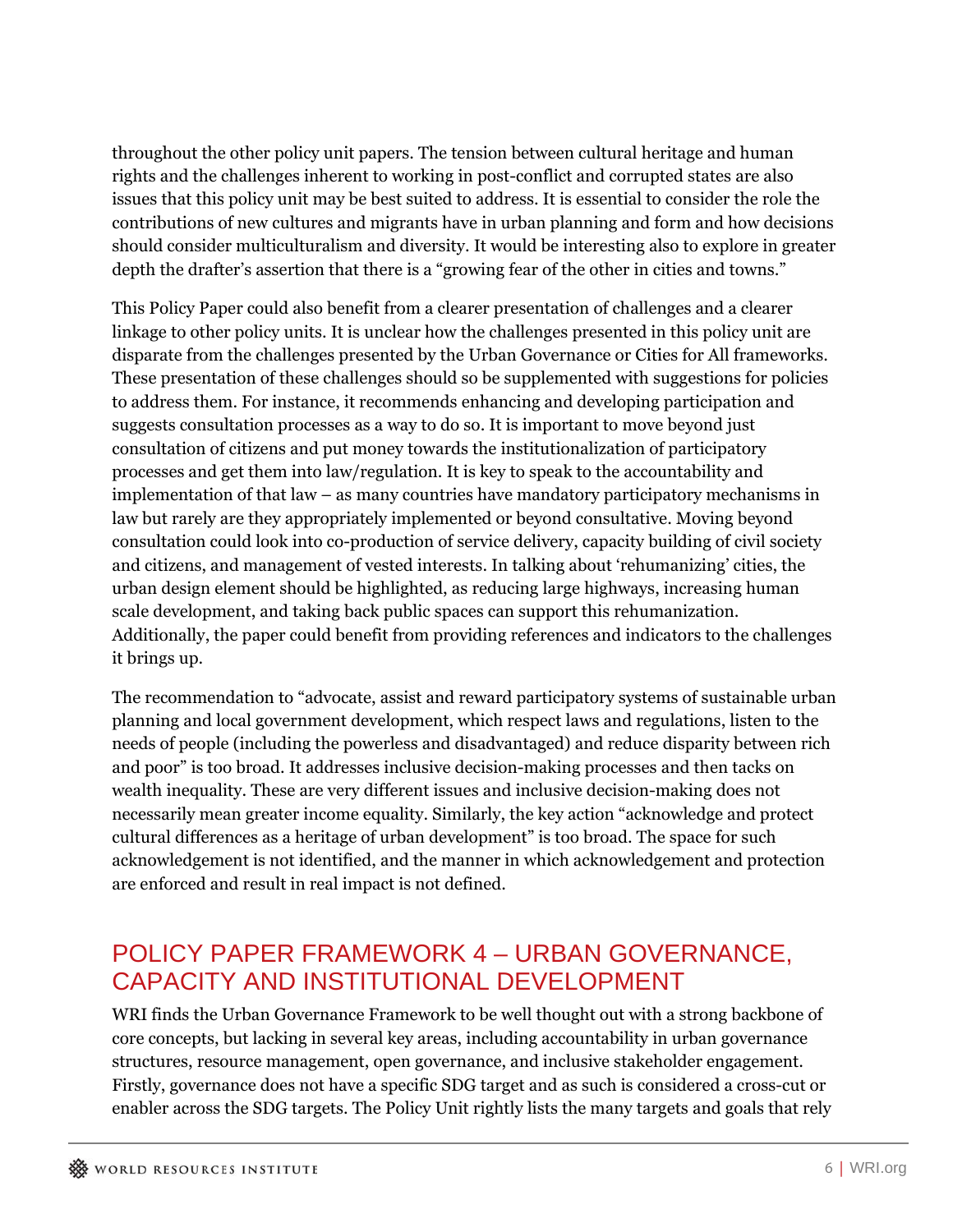throughout the other policy unit papers. The tension between cultural heritage and human rights and the challenges inherent to working in post-conflict and corrupted states are also issues that this policy unit may be best suited to address. It is essential to consider the role the contributions of new cultures and migrants have in urban planning and form and how decisions should consider multiculturalism and diversity. It would be interesting also to explore in greater depth the drafter's assertion that there is a "growing fear of the other in cities and towns."

This Policy Paper could also benefit from a clearer presentation of challenges and a clearer linkage to other policy units. It is unclear how the challenges presented in this policy unit are disparate from the challenges presented by the Urban Governance or Cities for All frameworks. These presentation of these challenges should so be supplemented with suggestions for policies to address them. For instance, it recommends enhancing and developing participation and suggests consultation processes as a way to do so. It is important to move beyond just consultation of citizens and put money towards the institutionalization of participatory processes and get them into law/regulation. It is key to speak to the accountability and implementation of that law – as many countries have mandatory participatory mechanisms in law but rarely are they appropriately implemented or beyond consultative. Moving beyond consultation could look into co-production of service delivery, capacity building of civil society and citizens, and management of vested interests. In talking about 'rehumanizing' cities, the urban design element should be highlighted, as reducing large highways, increasing human scale development, and taking back public spaces can support this rehumanization. Additionally, the paper could benefit from providing references and indicators to the challenges it brings up.

The recommendation to "advocate, assist and reward participatory systems of sustainable urban planning and local government development, which respect laws and regulations, listen to the needs of people (including the powerless and disadvantaged) and reduce disparity between rich and poor" is too broad. It addresses inclusive decision-making processes and then tacks on wealth inequality. These are very different issues and inclusive decision-making does not necessarily mean greater income equality. Similarly, the key action "acknowledge and protect cultural differences as a heritage of urban development" is too broad. The space for such acknowledgement is not identified, and the manner in which acknowledgement and protection are enforced and result in real impact is not defined.

## POLICY PAPER FRAMEWORK 4 – URBAN GOVERNANCE, CAPACITY AND INSTITUTIONAL DEVELOPMENT

WRI finds the Urban Governance Framework to be well thought out with a strong backbone of core concepts, but lacking in several key areas, including accountability in urban governance structures, resource management, open governance, and inclusive stakeholder engagement. Firstly, governance does not have a specific SDG target and as such is considered a cross-cut or enabler across the SDG targets. The Policy Unit rightly lists the many targets and goals that rely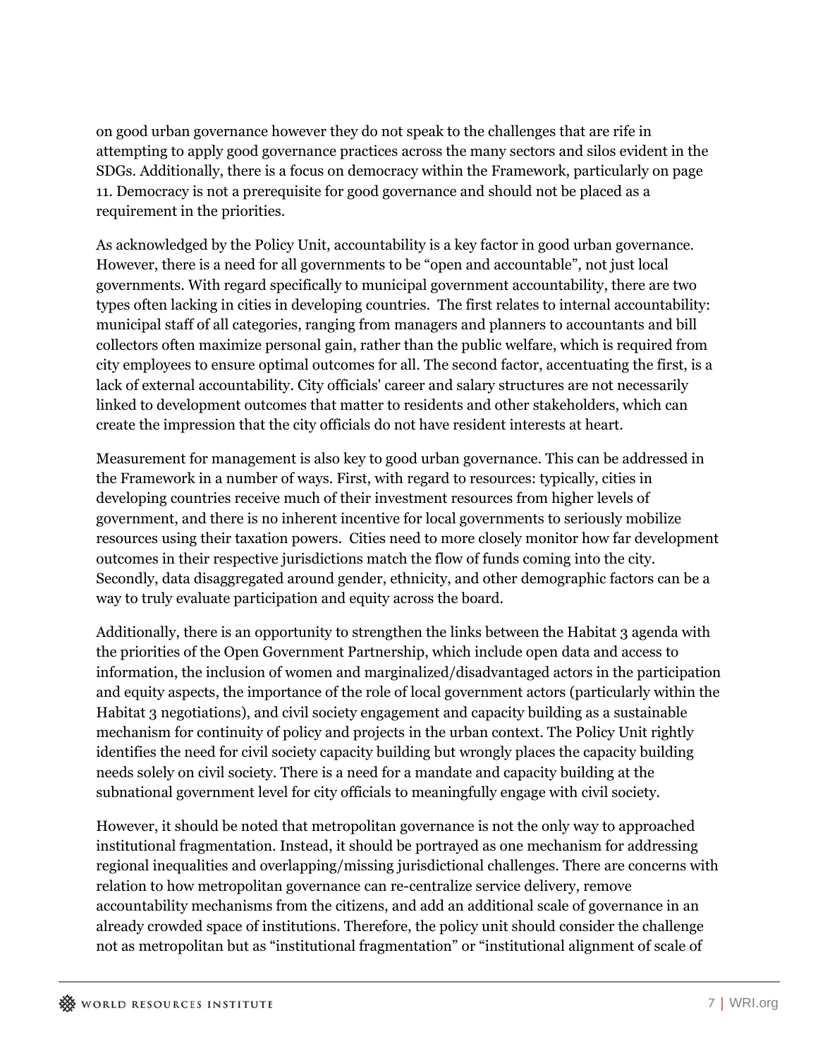on good urban governance however they do not speak to the challenges that are rife in attempting to apply good governance practices across the many sectors and silos evident in the SDGs. Additionally, there is a focus on democracy within the Framework, particularly on page 11. Democracy is not a prerequisite for good governance and should not be placed as a requirement in the priorities.

As acknowledged by the Policy Unit, accountability is a key factor in good urban governance. However, there is a need for all governments to be "open and accountable", not just local governments. With regard specifically to municipal government accountability, there are two types often lacking in cities in developing countries. The first relates to internal accountability: municipal staff of all categories, ranging from managers and planners to accountants and bill collectors often maximize personal gain, rather than the public welfare, which is required from city employees to ensure optimal outcomes for all. The second factor, accentuating the first, is a lack of external accountability. City officials' career and salary structures are not necessarily linked to development outcomes that matter to residents and other stakeholders, which can create the impression that the city officials do not have resident interests at heart.

Measurement for management is also key to good urban governance. This can be addressed in the Framework in a number of ways. First, with regard to resources: typically, cities in developing countries receive much of their investment resources from higher levels of government, and there is no inherent incentive for local governments to seriously mobilize resources using their taxation powers. Cities need to more closely monitor how far development outcomes in their respective jurisdictions match the flow of funds coming into the city. Secondly, data disaggregated around gender, ethnicity, and other demographic factors can be a way to truly evaluate participation and equity across the board.

Additionally, there is an opportunity to strengthen the links between the Habitat 3 agenda with the priorities of the Open Government Partnership, which include open data and access to information, the inclusion of women and marginalized/disadvantaged actors in the participation and equity aspects, the importance of the role of local government actors (particularly within the Habitat 3 negotiations), and civil society engagement and capacity building as a sustainable mechanism for continuity of policy and projects in the urban context. The Policy Unit rightly identifies the need for civil society capacity building but wrongly places the capacity building needs solely on civil society. There is a need for a mandate and capacity building at the subnational government level for city officials to meaningfully engage with civil society.

However, it should be noted that metropolitan governance is not the only way to approached institutional fragmentation. Instead, it should be portrayed as one mechanism for addressing regional inequalities and overlapping/missing jurisdictional challenges. There are concerns with relation to how metropolitan governance can re-centralize service delivery, remove accountability mechanisms from the citizens, and add an additional scale of governance in an already crowded space of institutions. Therefore, the policy unit should consider the challenge not as metropolitan but as "institutional fragmentation" or "institutional alignment of scale of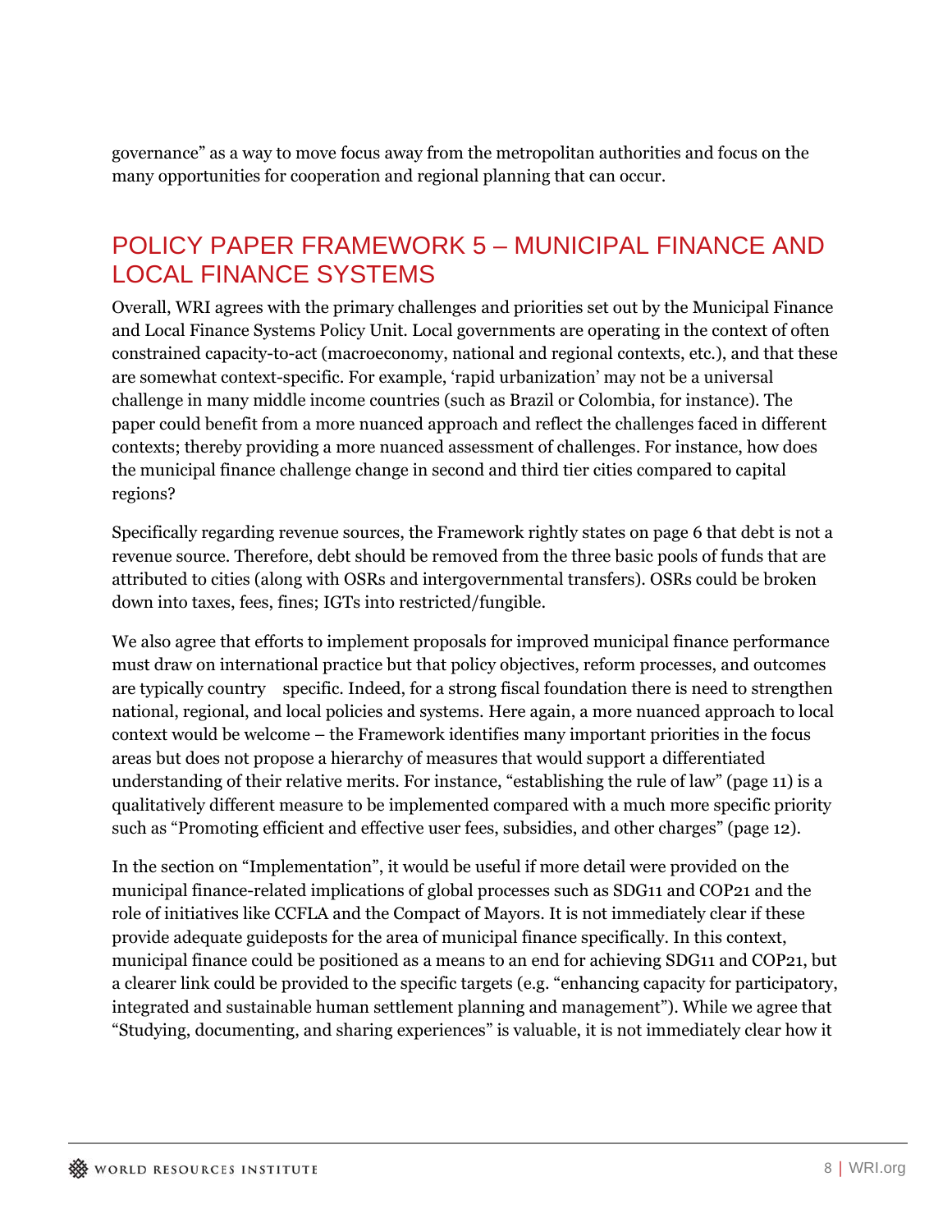governance" as a way to move focus away from the metropolitan authorities and focus on the many opportunities for cooperation and regional planning that can occur.

## POLICY PAPER FRAMEWORK 5 – MUNICIPAL FINANCE AND LOCAL FINANCE SYSTEMS

Overall, WRI agrees with the primary challenges and priorities set out by the Municipal Finance and Local Finance Systems Policy Unit. Local governments are operating in the context of often constrained capacity-to-act (macroeconomy, national and regional contexts, etc.), and that these are somewhat context-specific. For example, 'rapid urbanization' may not be a universal challenge in many middle income countries (such as Brazil or Colombia, for instance). The paper could benefit from a more nuanced approach and reflect the challenges faced in different contexts; thereby providing a more nuanced assessment of challenges. For instance, how does the municipal finance challenge change in second and third tier cities compared to capital regions?

Specifically regarding revenue sources, the Framework rightly states on page 6 that debt is not a revenue source. Therefore, debt should be removed from the three basic pools of funds that are attributed to cities (along with OSRs and intergovernmental transfers). OSRs could be broken down into taxes, fees, fines; IGTs into restricted/fungible.

We also agree that efforts to implement proposals for improved municipal finance performance must draw on international practice but that policy objectives, reform processes, and outcomes are typically country specific. Indeed, for a strong fiscal foundation there is need to strengthen national, regional, and local policies and systems. Here again, a more nuanced approach to local context would be welcome – the Framework identifies many important priorities in the focus areas but does not propose a hierarchy of measures that would support a differentiated understanding of their relative merits. For instance, "establishing the rule of law" (page 11) is a qualitatively different measure to be implemented compared with a much more specific priority such as "Promoting efficient and effective user fees, subsidies, and other charges" (page 12).

In the section on "Implementation", it would be useful if more detail were provided on the municipal finance-related implications of global processes such as SDG11 and COP21 and the role of initiatives like CCFLA and the Compact of Mayors. It is not immediately clear if these provide adequate guideposts for the area of municipal finance specifically. In this context, municipal finance could be positioned as a means to an end for achieving SDG11 and COP21, but a clearer link could be provided to the specific targets (e.g. "enhancing capacity for participatory, integrated and sustainable human settlement planning and management"). While we agree that "Studying, documenting, and sharing experiences" is valuable, it is not immediately clear how it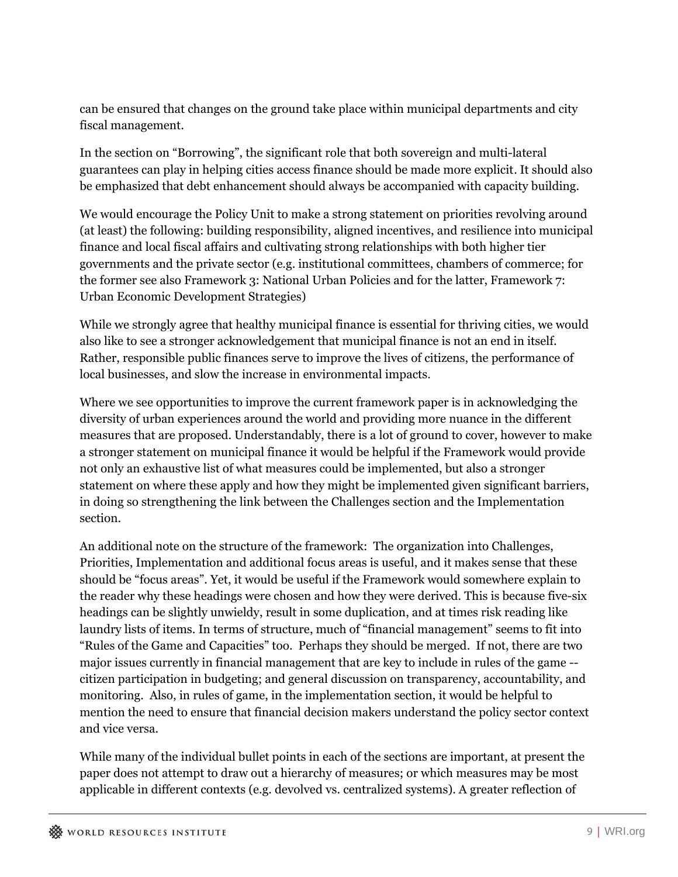can be ensured that changes on the ground take place within municipal departments and city fiscal management.

In the section on "Borrowing", the significant role that both sovereign and multi-lateral guarantees can play in helping cities access finance should be made more explicit. It should also be emphasized that debt enhancement should always be accompanied with capacity building.

We would encourage the Policy Unit to make a strong statement on priorities revolving around (at least) the following: building responsibility, aligned incentives, and resilience into municipal finance and local fiscal affairs and cultivating strong relationships with both higher tier governments and the private sector (e.g. institutional committees, chambers of commerce; for the former see also Framework 3: National Urban Policies and for the latter, Framework 7: Urban Economic Development Strategies)

While we strongly agree that healthy municipal finance is essential for thriving cities, we would also like to see a stronger acknowledgement that municipal finance is not an end in itself. Rather, responsible public finances serve to improve the lives of citizens, the performance of local businesses, and slow the increase in environmental impacts.

Where we see opportunities to improve the current framework paper is in acknowledging the diversity of urban experiences around the world and providing more nuance in the different measures that are proposed. Understandably, there is a lot of ground to cover, however to make a stronger statement on municipal finance it would be helpful if the Framework would provide not only an exhaustive list of what measures could be implemented, but also a stronger statement on where these apply and how they might be implemented given significant barriers, in doing so strengthening the link between the Challenges section and the Implementation section.

An additional note on the structure of the framework: The organization into Challenges, Priorities, Implementation and additional focus areas is useful, and it makes sense that these should be "focus areas". Yet, it would be useful if the Framework would somewhere explain to the reader why these headings were chosen and how they were derived. This is because five-six headings can be slightly unwieldy, result in some duplication, and at times risk reading like laundry lists of items. In terms of structure, much of "financial management" seems to fit into "Rules of the Game and Capacities" too. Perhaps they should be merged. If not, there are two major issues currently in financial management that are key to include in rules of the game -- citizen participation in budgeting; and general discussion on transparency, accountability, and monitoring. Also, in rules of game, in the implementation section, it would be helpful to mention the need to ensure that financial decision makers understand the policy sector context and vice versa.

While many of the individual bullet points in each of the sections are important, at present the paper does not attempt to draw out a hierarchy of measures; or which measures may be most applicable in different contexts (e.g. devolved vs. centralized systems). A greater reflection of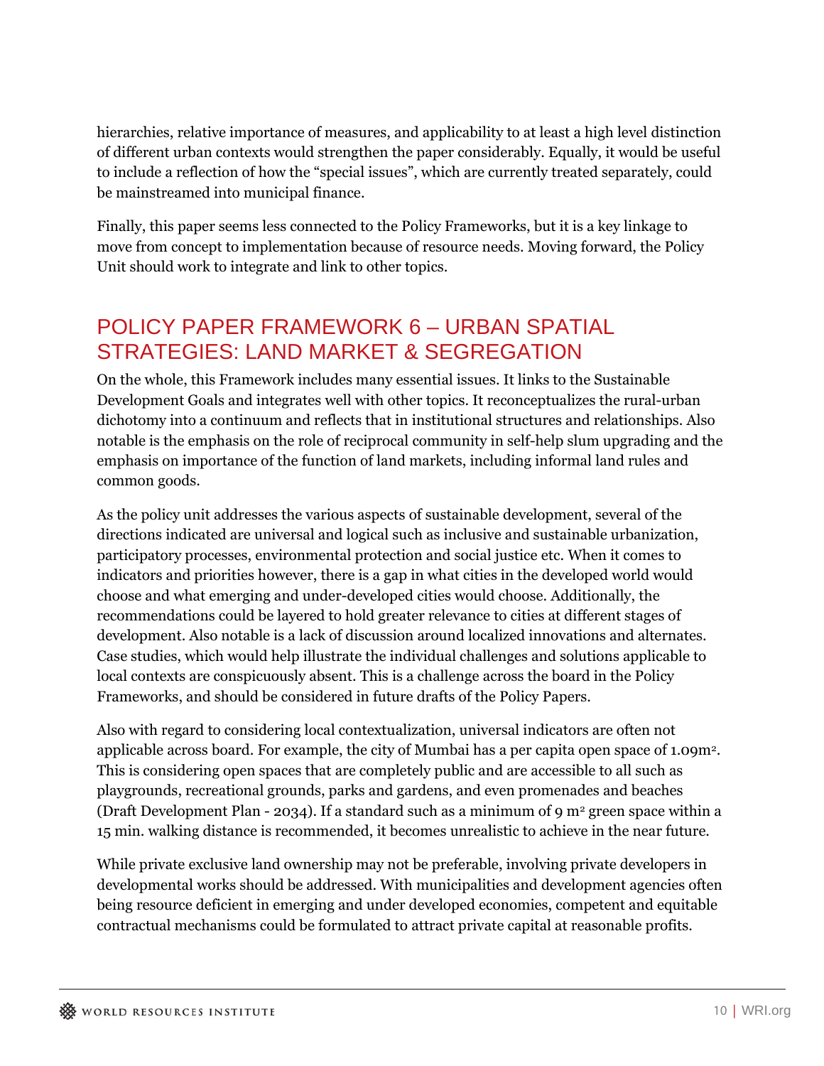hierarchies, relative importance of measures, and applicability to at least a high level distinction of different urban contexts would strengthen the paper considerably. Equally, it would be useful to include a reflection of how the "special issues", which are currently treated separately, could be mainstreamed into municipal finance.

Finally, this paper seems less connected to the Policy Frameworks, but it is a key linkage to move from concept to implementation because of resource needs. Moving forward, the Policy Unit should work to integrate and link to other topics.

## POLICY PAPER FRAMEWORK 6 – URBAN SPATIAL STRATEGIES: LAND MARKET & SEGREGATION

On the whole, this Framework includes many essential issues. It links to the Sustainable Development Goals and integrates well with other topics. It reconceptualizes the rural-urban dichotomy into a continuum and reflects that in institutional structures and relationships. Also notable is the emphasis on the role of reciprocal community in self-help slum upgrading and the emphasis on importance of the function of land markets, including informal land rules and common goods.

As the policy unit addresses the various aspects of sustainable development, several of the directions indicated are universal and logical such as inclusive and sustainable urbanization, participatory processes, environmental protection and social justice etc. When it comes to indicators and priorities however, there is a gap in what cities in the developed world would choose and what emerging and under-developed cities would choose. Additionally, the recommendations could be layered to hold greater relevance to cities at different stages of development. Also notable is a lack of discussion around localized innovations and alternates. Case studies, which would help illustrate the individual challenges and solutions applicable to local contexts are conspicuously absent. This is a challenge across the board in the Policy Frameworks, and should be considered in future drafts of the Policy Papers.

Also with regard to considering local contextualization, universal indicators are often not applicable across board. For example, the city of Mumbai has a per capita open space of 1.09m$^2$. This is considering open spaces that are completely public and are accessible to all such as playgrounds, recreational grounds, parks and gardens, and even promenades and beaches (Draft Development Plan - 2034). If a standard such as a minimum of 9 m$^2$ green space within a 15 min. walking distance is recommended, it becomes unrealistic to achieve in the near future.

While private exclusive land ownership may not be preferable, involving private developers in developmental works should be addressed. With municipalities and development agencies often being resource deficient in emerging and under developed economies, competent and equitable contractual mechanisms could be formulated to attract private capital at reasonable profits.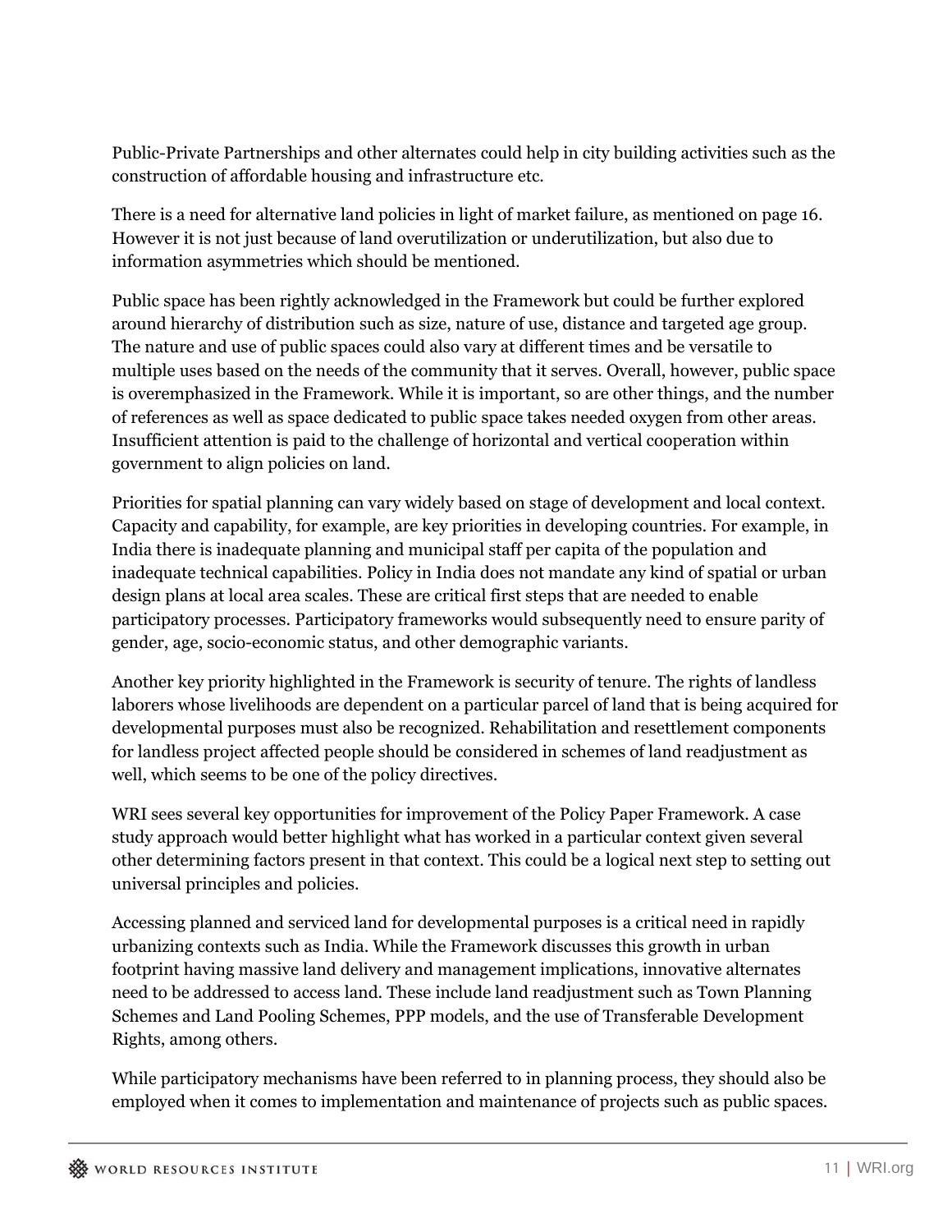Public-Private Partnerships and other alternates could help in city building activities such as the construction of affordable housing and infrastructure etc.

There is a need for alternative land policies in light of market failure, as mentioned on page 16. However it is not just because of land overutilization or underutilization, but also due to information asymmetries which should be mentioned.

Public space has been rightly acknowledged in the Framework but could be further explored around hierarchy of distribution such as size, nature of use, distance and targeted age group. The nature and use of public spaces could also vary at different times and be versatile to multiple uses based on the needs of the community that it serves. Overall, however, public space is overemphasized in the Framework. While it is important, so are other things, and the number of references as well as space dedicated to public space takes needed oxygen from other areas. Insufficient attention is paid to the challenge of horizontal and vertical cooperation within government to align policies on land.

Priorities for spatial planning can vary widely based on stage of development and local context. Capacity and capability, for example, are key priorities in developing countries. For example, in India there is inadequate planning and municipal staff per capita of the population and inadequate technical capabilities. Policy in India does not mandate any kind of spatial or urban design plans at local area scales. These are critical first steps that are needed to enable participatory processes. Participatory frameworks would subsequently need to ensure parity of gender, age, socio-economic status, and other demographic variants.

Another key priority highlighted in the Framework is security of tenure. The rights of landless laborers whose livelihoods are dependent on a particular parcel of land that is being acquired for developmental purposes must also be recognized. Rehabilitation and resettlement components for landless project affected people should be considered in schemes of land readjustment as well, which seems to be one of the policy directives.

WRI sees several key opportunities for improvement of the Policy Paper Framework. A case study approach would better highlight what has worked in a particular context given several other determining factors present in that context. This could be a logical next step to setting out universal principles and policies.

Accessing planned and serviced land for developmental purposes is a critical need in rapidly urbanizing contexts such as India. While the Framework discusses this growth in urban footprint having massive land delivery and management implications, innovative alternates need to be addressed to access land. These include land readjustment such as Town Planning Schemes and Land Pooling Schemes, PPP models, and the use of Transferable Development Rights, among others.

While participatory mechanisms have been referred to in planning process, they should also be employed when it comes to implementation and maintenance of projects such as public spaces.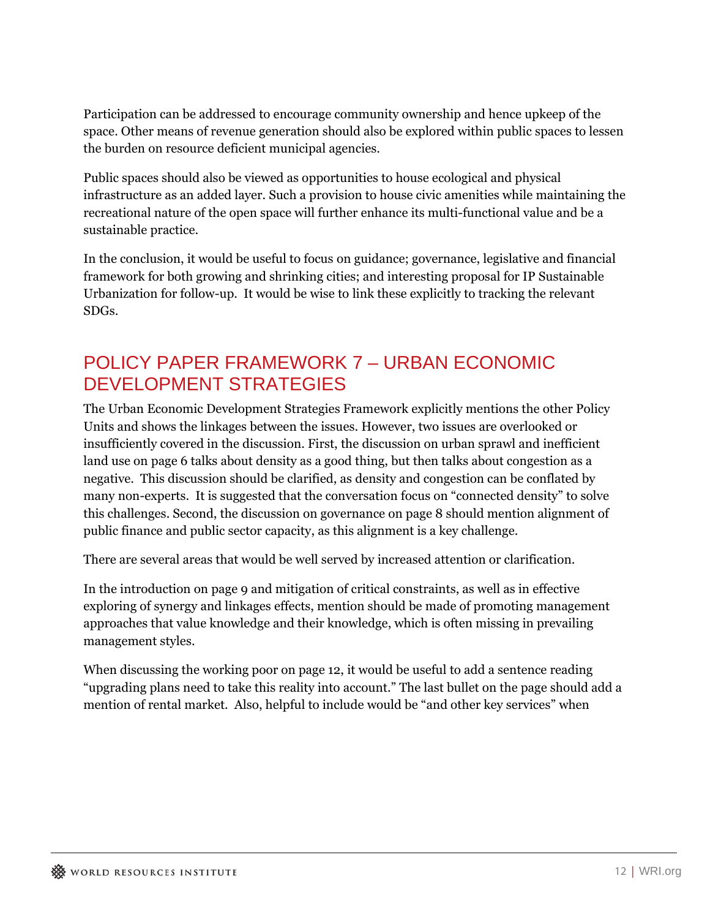Participation can be addressed to encourage community ownership and hence upkeep of the space. Other means of revenue generation should also be explored within public spaces to lessen the burden on resource deficient municipal agencies.

Public spaces should also be viewed as opportunities to house ecological and physical infrastructure as an added layer. Such a provision to house civic amenities while maintaining the recreational nature of the open space will further enhance its multi-functional value and be a sustainable practice.

In the conclusion, it would be useful to focus on guidance; governance, legislative and financial framework for both growing and shrinking cities; and interesting proposal for IP Sustainable Urbanization for follow-up. It would be wise to link these explicitly to tracking the relevant SDGs.

## POLICY PAPER FRAMEWORK 7 – URBAN ECONOMIC DEVELOPMENT STRATEGIES

The Urban Economic Development Strategies Framework explicitly mentions the other Policy Units and shows the linkages between the issues. However, two issues are overlooked or insufficiently covered in the discussion. First, the discussion on urban sprawl and inefficient land use on page 6 talks about density as a good thing, but then talks about congestion as a negative. This discussion should be clarified, as density and congestion can be conflated by many non-experts. It is suggested that the conversation focus on "connected density" to solve this challenges. Second, the discussion on governance on page 8 should mention alignment of public finance and public sector capacity, as this alignment is a key challenge.

There are several areas that would be well served by increased attention or clarification.

In the introduction on page 9 and mitigation of critical constraints, as well as in effective exploring of synergy and linkages effects, mention should be made of promoting management approaches that value knowledge and their knowledge, which is often missing in prevailing management styles.

When discussing the working poor on page 12, it would be useful to add a sentence reading "upgrading plans need to take this reality into account." The last bullet on the page should add a mention of rental market. Also, helpful to include would be "and other key services" when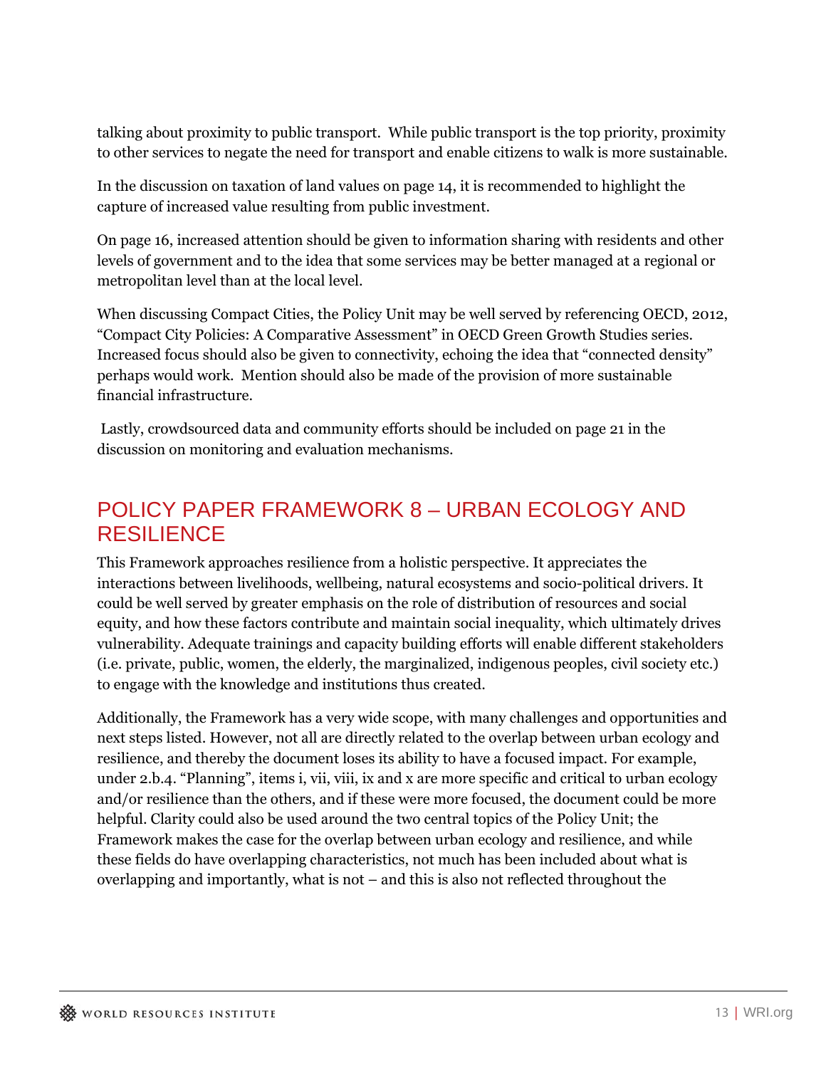talking about proximity to public transport. While public transport is the top priority, proximity to other services to negate the need for transport and enable citizens to walk is more sustainable.

In the discussion on taxation of land values on page 14, it is recommended to highlight the capture of increased value resulting from public investment.

On page 16, increased attention should be given to information sharing with residents and other levels of government and to the idea that some services may be better managed at a regional or metropolitan level than at the local level.

When discussing Compact Cities, the Policy Unit may be well served by referencing OECD, 2012, "Compact City Policies: A Comparative Assessment" in OECD Green Growth Studies series. Increased focus should also be given to connectivity, echoing the idea that "connected density" perhaps would work. Mention should also be made of the provision of more sustainable financial infrastructure.

Lastly, crowdsourced data and community efforts should be included on page 21 in the discussion on monitoring and evaluation mechanisms.

## POLICY PAPER FRAMEWORK 8 – URBAN ECOLOGY AND RESILIENCE

This Framework approaches resilience from a holistic perspective. It appreciates the interactions between livelihoods, wellbeing, natural ecosystems and socio-political drivers. It could be well served by greater emphasis on the role of distribution of resources and social equity, and how these factors contribute and maintain social inequality, which ultimately drives vulnerability. Adequate trainings and capacity building efforts will enable different stakeholders (i.e. private, public, women, the elderly, the marginalized, indigenous peoples, civil society etc.) to engage with the knowledge and institutions thus created.

Additionally, the Framework has a very wide scope, with many challenges and opportunities and next steps listed. However, not all are directly related to the overlap between urban ecology and resilience, and thereby the document loses its ability to have a focused impact. For example, under 2.b.4. "Planning", items i, vii, viii, ix and x are more specific and critical to urban ecology and/or resilience than the others, and if these were more focused, the document could be more helpful. Clarity could also be used around the two central topics of the Policy Unit; the Framework makes the case for the overlap between urban ecology and resilience, and while these fields do have overlapping characteristics, not much has been included about what is overlapping and importantly, what is not – and this is also not reflected throughout the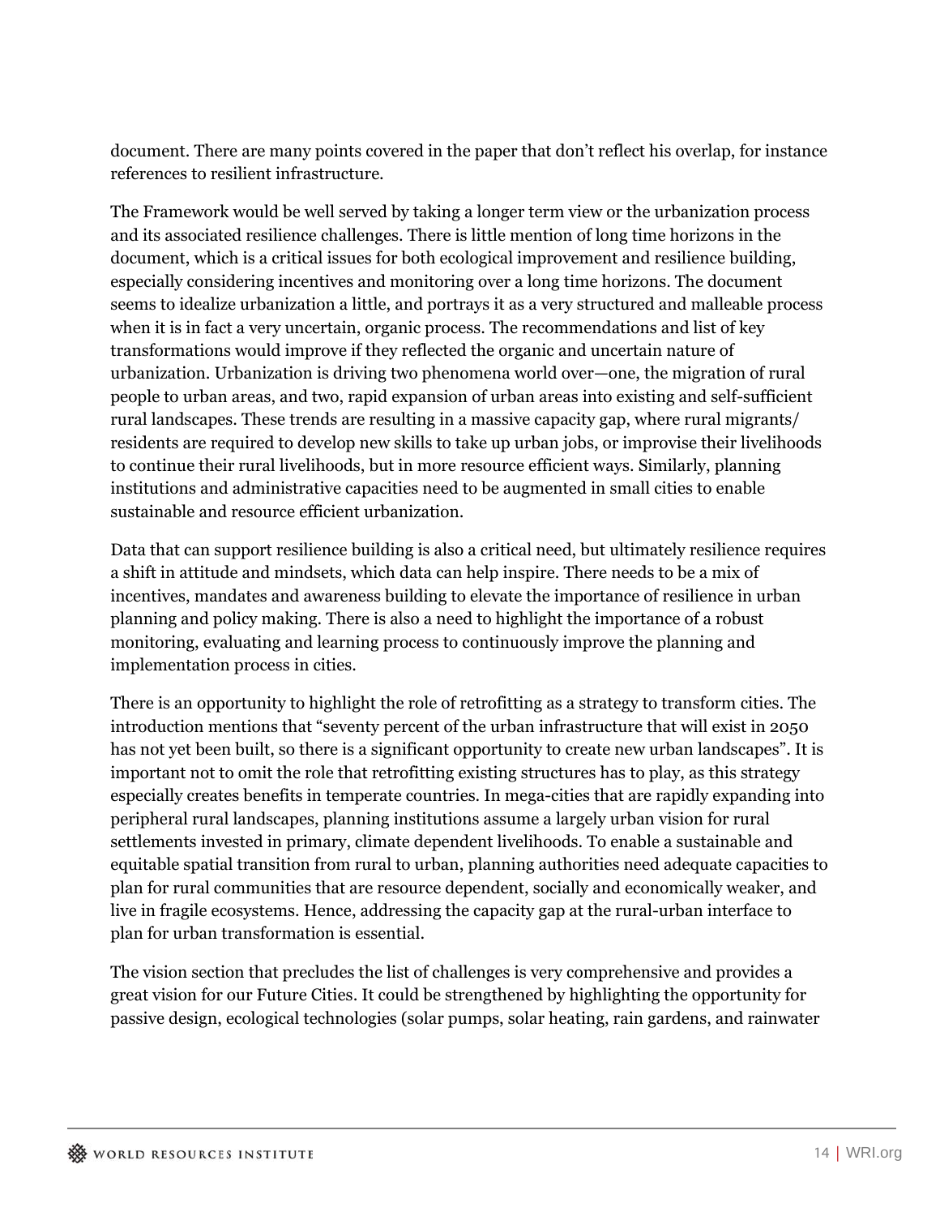document. There are many points covered in the paper that don't reflect his overlap, for instance references to resilient infrastructure.

The Framework would be well served by taking a longer term view or the urbanization process and its associated resilience challenges. There is little mention of long time horizons in the document, which is a critical issues for both ecological improvement and resilience building, especially considering incentives and monitoring over a long time horizons. The document seems to idealize urbanization a little, and portrays it as a very structured and malleable process when it is in fact a very uncertain, organic process. The recommendations and list of key transformations would improve if they reflected the organic and uncertain nature of urbanization. Urbanization is driving two phenomena world over—one, the migration of rural people to urban areas, and two, rapid expansion of urban areas into existing and self-sufficient rural landscapes. These trends are resulting in a massive capacity gap, where rural migrants/ residents are required to develop new skills to take up urban jobs, or improvise their livelihoods to continue their rural livelihoods, but in more resource efficient ways. Similarly, planning institutions and administrative capacities need to be augmented in small cities to enable sustainable and resource efficient urbanization.

Data that can support resilience building is also a critical need, but ultimately resilience requires a shift in attitude and mindsets, which data can help inspire. There needs to be a mix of incentives, mandates and awareness building to elevate the importance of resilience in urban planning and policy making. There is also a need to highlight the importance of a robust monitoring, evaluating and learning process to continuously improve the planning and implementation process in cities.

There is an opportunity to highlight the role of retrofitting as a strategy to transform cities. The introduction mentions that "seventy percent of the urban infrastructure that will exist in 2050 has not yet been built, so there is a significant opportunity to create new urban landscapes". It is important not to omit the role that retrofitting existing structures has to play, as this strategy especially creates benefits in temperate countries. In mega-cities that are rapidly expanding into peripheral rural landscapes, planning institutions assume a largely urban vision for rural settlements invested in primary, climate dependent livelihoods. To enable a sustainable and equitable spatial transition from rural to urban, planning authorities need adequate capacities to plan for rural communities that are resource dependent, socially and economically weaker, and live in fragile ecosystems. Hence, addressing the capacity gap at the rural-urban interface to plan for urban transformation is essential.

The vision section that precludes the list of challenges is very comprehensive and provides a great vision for our Future Cities. It could be strengthened by highlighting the opportunity for passive design, ecological technologies (solar pumps, solar heating, rain gardens, and rainwater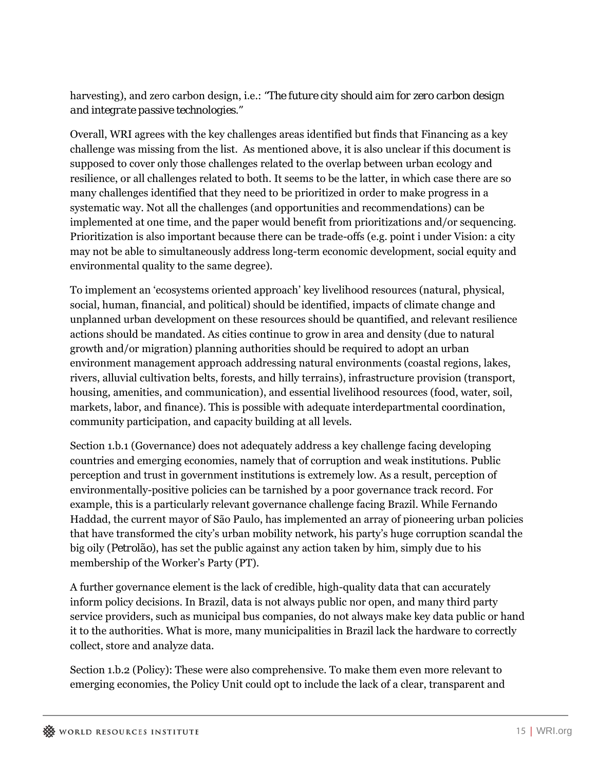harvesting), and zero carbon design, i.e.: *"The future city should aim for zero carbon design and integrate passive technologies."*

Overall, WRI agrees with the key challenges areas identified but finds that Financing as a key challenge was missing from the list. As mentioned above, it is also unclear if this document is supposed to cover only those challenges related to the overlap between urban ecology and resilience, or all challenges related to both. It seems to be the latter, in which case there are so many challenges identified that they need to be prioritized in order to make progress in a systematic way. Not all the challenges (and opportunities and recommendations) can be implemented at one time, and the paper would benefit from prioritizations and/or sequencing. Prioritization is also important because there can be trade-offs (e.g. point i under Vision: a city may not be able to simultaneously address long-term economic development, social equity and environmental quality to the same degree).

To implement an 'ecosystems oriented approach' key livelihood resources (natural, physical, social, human, financial, and political) should be identified, impacts of climate change and unplanned urban development on these resources should be quantified, and relevant resilience actions should be mandated. As cities continue to grow in area and density (due to natural growth and/or migration) planning authorities should be required to adopt an urban environment management approach addressing natural environments (coastal regions, lakes, rivers, alluvial cultivation belts, forests, and hilly terrains), infrastructure provision (transport, housing, amenities, and communication), and essential livelihood resources (food, water, soil, markets, labor, and finance). This is possible with adequate interdepartmental coordination, community participation, and capacity building at all levels.

Section 1.b.1 (Governance) does not adequately address a key challenge facing developing countries and emerging economies, namely that of corruption and weak institutions. Public perception and trust in government institutions is extremely low. As a result, perception of environmentally-positive policies can be tarnished by a poor governance track record. For example, this is a particularly relevant governance challenge facing Brazil. While Fernando Haddad, the current mayor of São Paulo, has implemented an array of pioneering urban policies that have transformed the city's urban mobility network, his party's huge corruption scandal the big oily (*Petrolão*), has set the public against any action taken by him, simply due to his membership of the Worker's Party (PT).

A further governance element is the lack of credible, high-quality data that can accurately inform policy decisions. In Brazil, data is not always public nor open, and many third party service providers, such as municipal bus companies, do not always make key data public or hand it to the authorities. What is more, many municipalities in Brazil lack the hardware to correctly collect, store and analyze data.

Section 1.b.2 (Policy): These were also comprehensive. To make them even more relevant to emerging economies, the Policy Unit could opt to include the lack of a clear, transparent and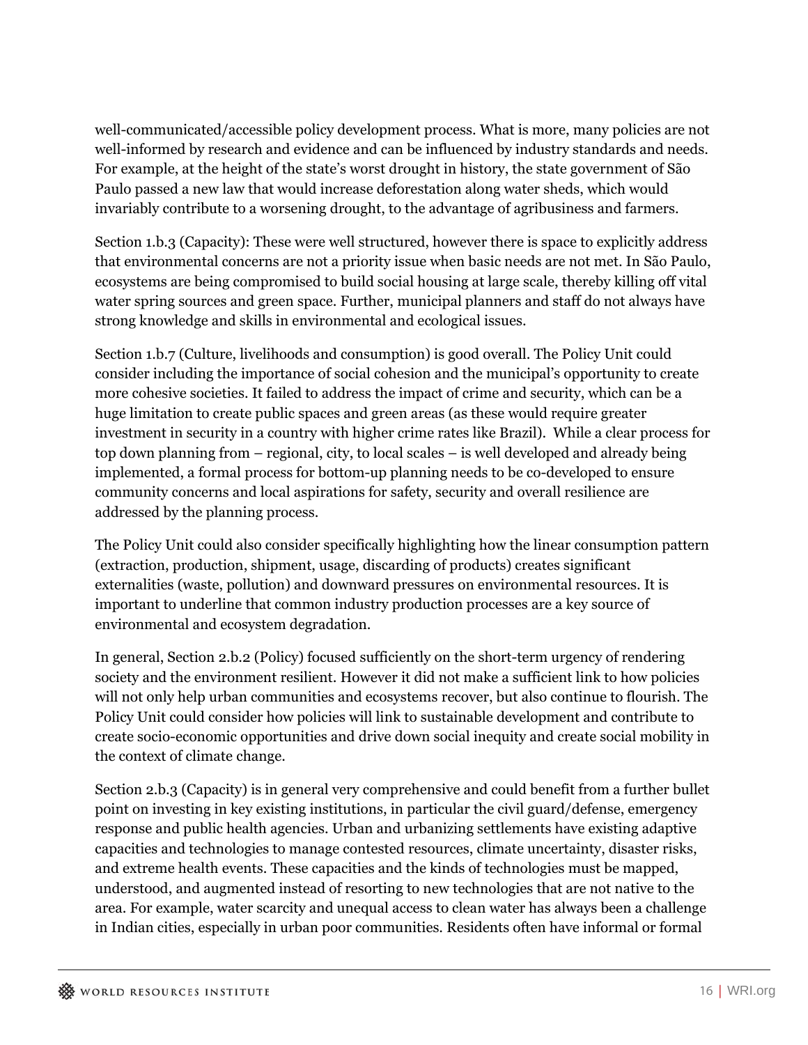well-communicated/accessible policy development process. What is more, many policies are not well-informed by research and evidence and can be influenced by industry standards and needs. For example, at the height of the state's worst drought in history, the state government of São Paulo passed a new law that would increase deforestation along water sheds, which would invariably contribute to a worsening drought, to the advantage of agribusiness and farmers.

Section 1.b.3 (Capacity): These were well structured, however there is space to explicitly address that environmental concerns are not a priority issue when basic needs are not met. In São Paulo, ecosystems are being compromised to build social housing at large scale, thereby killing off vital water spring sources and green space. Further, municipal planners and staff do not always have strong knowledge and skills in environmental and ecological issues.

Section 1.b.7 (Culture, livelihoods and consumption) is good overall. The Policy Unit could consider including the importance of social cohesion and the municipal's opportunity to create more cohesive societies. It failed to address the impact of crime and security, which can be a huge limitation to create public spaces and green areas (as these would require greater investment in security in a country with higher crime rates like Brazil). While a clear process for top down planning from – regional, city, to local scales – is well developed and already being implemented, a formal process for bottom-up planning needs to be co-developed to ensure community concerns and local aspirations for safety, security and overall resilience are addressed by the planning process.

The Policy Unit could also consider specifically highlighting how the linear consumption pattern (extraction, production, shipment, usage, discarding of products) creates significant externalities (waste, pollution) and downward pressures on environmental resources. It is important to underline that common industry production processes are a key source of environmental and ecosystem degradation.

In general, Section 2.b.2 (Policy) focused sufficiently on the short-term urgency of rendering society and the environment resilient. However it did not make a sufficient link to how policies will not only help urban communities and ecosystems recover, but also continue to flourish. The Policy Unit could consider how policies will link to sustainable development and contribute to create socio-economic opportunities and drive down social inequity and create social mobility in the context of climate change.

Section 2.b.3 (Capacity) is in general very comprehensive and could benefit from a further bullet point on investing in key existing institutions, in particular the civil guard/defense, emergency response and public health agencies. Urban and urbanizing settlements have existing adaptive capacities and technologies to manage contested resources, climate uncertainty, disaster risks, and extreme health events. These capacities and the kinds of technologies must be mapped, understood, and augmented instead of resorting to new technologies that are not native to the area. For example, water scarcity and unequal access to clean water has always been a challenge in Indian cities, especially in urban poor communities. Residents often have informal or formal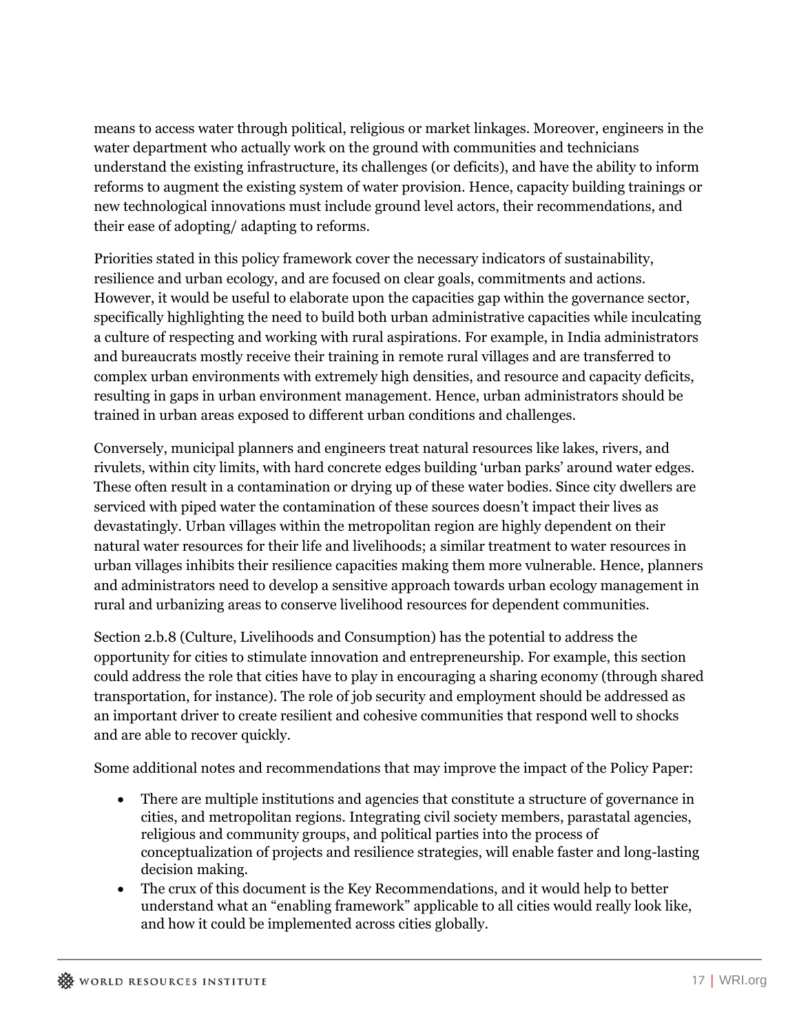means to access water through political, religious or market linkages. Moreover, engineers in the water department who actually work on the ground with communities and technicians understand the existing infrastructure, its challenges (or deficits), and have the ability to inform reforms to augment the existing system of water provision. Hence, capacity building trainings or new technological innovations must include ground level actors, their recommendations, and their ease of adopting/ adapting to reforms.

Priorities stated in this policy framework cover the necessary indicators of sustainability, resilience and urban ecology, and are focused on clear goals, commitments and actions. However, it would be useful to elaborate upon the capacities gap within the governance sector, specifically highlighting the need to build both urban administrative capacities while inculcating a culture of respecting and working with rural aspirations. For example, in India administrators and bureaucrats mostly receive their training in remote rural villages and are transferred to complex urban environments with extremely high densities, and resource and capacity deficits, resulting in gaps in urban environment management. Hence, urban administrators should be trained in urban areas exposed to different urban conditions and challenges.

Conversely, municipal planners and engineers treat natural resources like lakes, rivers, and rivulets, within city limits, with hard concrete edges building 'urban parks' around water edges. These often result in a contamination or drying up of these water bodies. Since city dwellers are serviced with piped water the contamination of these sources doesn't impact their lives as devastatingly. Urban villages within the metropolitan region are highly dependent on their natural water resources for their life and livelihoods; a similar treatment to water resources in urban villages inhibits their resilience capacities making them more vulnerable. Hence, planners and administrators need to develop a sensitive approach towards urban ecology management in rural and urbanizing areas to conserve livelihood resources for dependent communities.

Section 2.b.8 (Culture, Livelihoods and Consumption) has the potential to address the opportunity for cities to stimulate innovation and entrepreneurship. For example, this section could address the role that cities have to play in encouraging a sharing economy (through shared transportation, for instance). The role of job security and employment should be addressed as an important driver to create resilient and cohesive communities that respond well to shocks and are able to recover quickly.

Some additional notes and recommendations that may improve the impact of the Policy Paper:

- There are multiple institutions and agencies that constitute a structure of governance in cities, and metropolitan regions. Integrating civil society members, parastatal agencies, religious and community groups, and political parties into the process of conceptualization of projects and resilience strategies, will enable faster and long-lasting decision making.
- The crux of this document is the Key Recommendations, and it would help to better understand what an "enabling framework" applicable to all cities would really look like, and how it could be implemented across cities globally.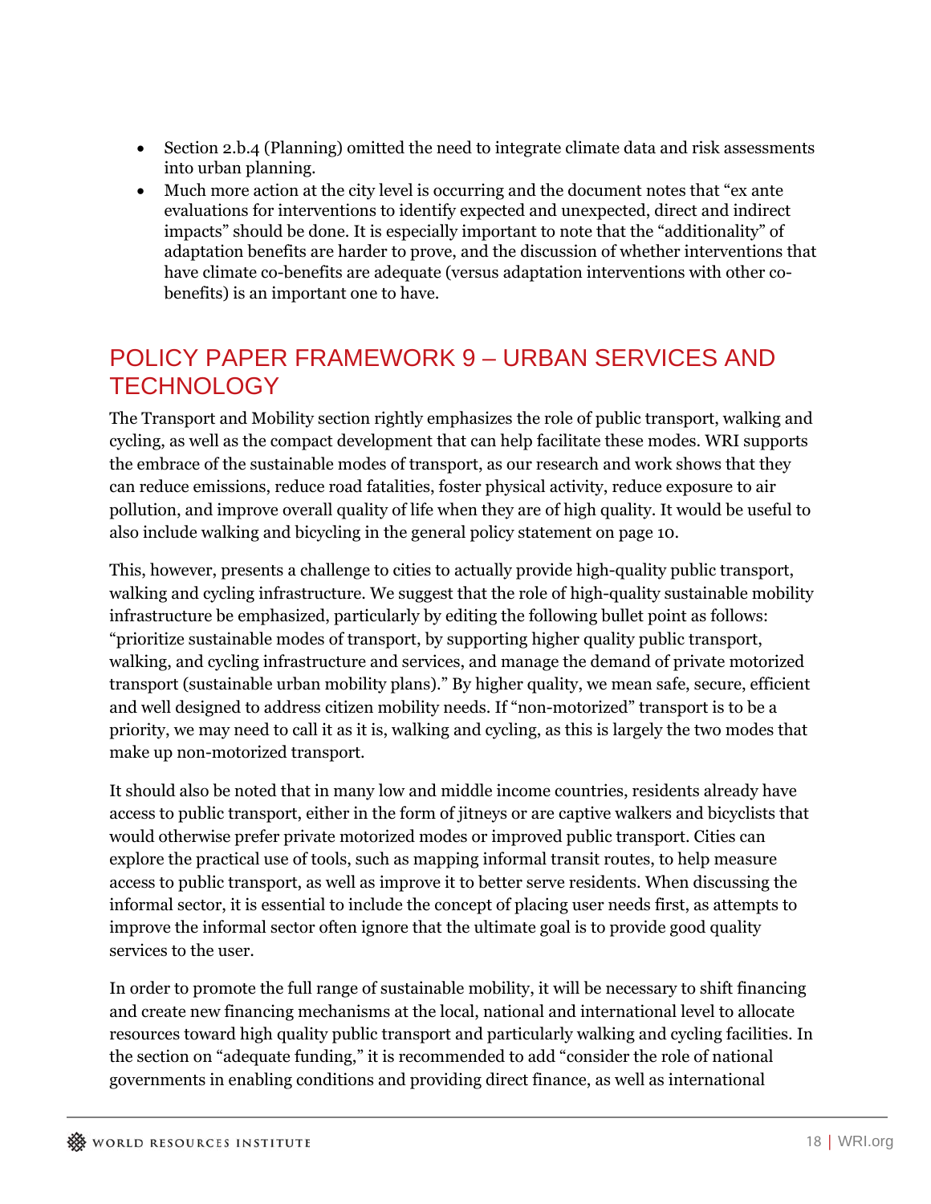- Section 2.b.4 (Planning) omitted the need to integrate climate data and risk assessments into urban planning.
- Much more action at the city level is occurring and the document notes that "ex ante evaluations for interventions to identify expected and unexpected, direct and indirect impacts" should be done. It is especially important to note that the "additionality" of adaptation benefits are harder to prove, and the discussion of whether interventions that have climate co-benefits are adequate (versus adaptation interventions with other co-benefits) is an important one to have.

## POLICY PAPER FRAMEWORK 9 – URBAN SERVICES AND TECHNOLOGY

The Transport and Mobility section rightly emphasizes the role of public transport, walking and cycling, as well as the compact development that can help facilitate these modes. WRI supports the embrace of the sustainable modes of transport, as our research and work shows that they can reduce emissions, reduce road fatalities, foster physical activity, reduce exposure to air pollution, and improve overall quality of life when they are of high quality. It would be useful to also include walking and bicycling in the general policy statement on page 10.

This, however, presents a challenge to cities to actually provide high-quality public transport, walking and cycling infrastructure. We suggest that the role of high-quality sustainable mobility infrastructure be emphasized, particularly by editing the following bullet point as follows: "prioritize sustainable modes of transport, by supporting higher quality public transport, walking, and cycling infrastructure and services, and manage the demand of private motorized transport (sustainable urban mobility plans)." By higher quality, we mean safe, secure, efficient and well designed to address citizen mobility needs. If "non-motorized" transport is to be a priority, we may need to call it as it is, walking and cycling, as this is largely the two modes that make up non-motorized transport.

It should also be noted that in many low and middle income countries, residents already have access to public transport, either in the form of jitneys or are captive walkers and bicyclists that would otherwise prefer private motorized modes or improved public transport. Cities can explore the practical use of tools, such as mapping informal transit routes, to help measure access to public transport, as well as improve it to better serve residents. When discussing the informal sector, it is essential to include the concept of placing user needs first, as attempts to improve the informal sector often ignore that the ultimate goal is to provide good quality services to the user.

In order to promote the full range of sustainable mobility, it will be necessary to shift financing and create new financing mechanisms at the local, national and international level to allocate resources toward high quality public transport and particularly walking and cycling facilities. In the section on "adequate funding," it is recommended to add "consider the role of national governments in enabling conditions and providing direct finance, as well as international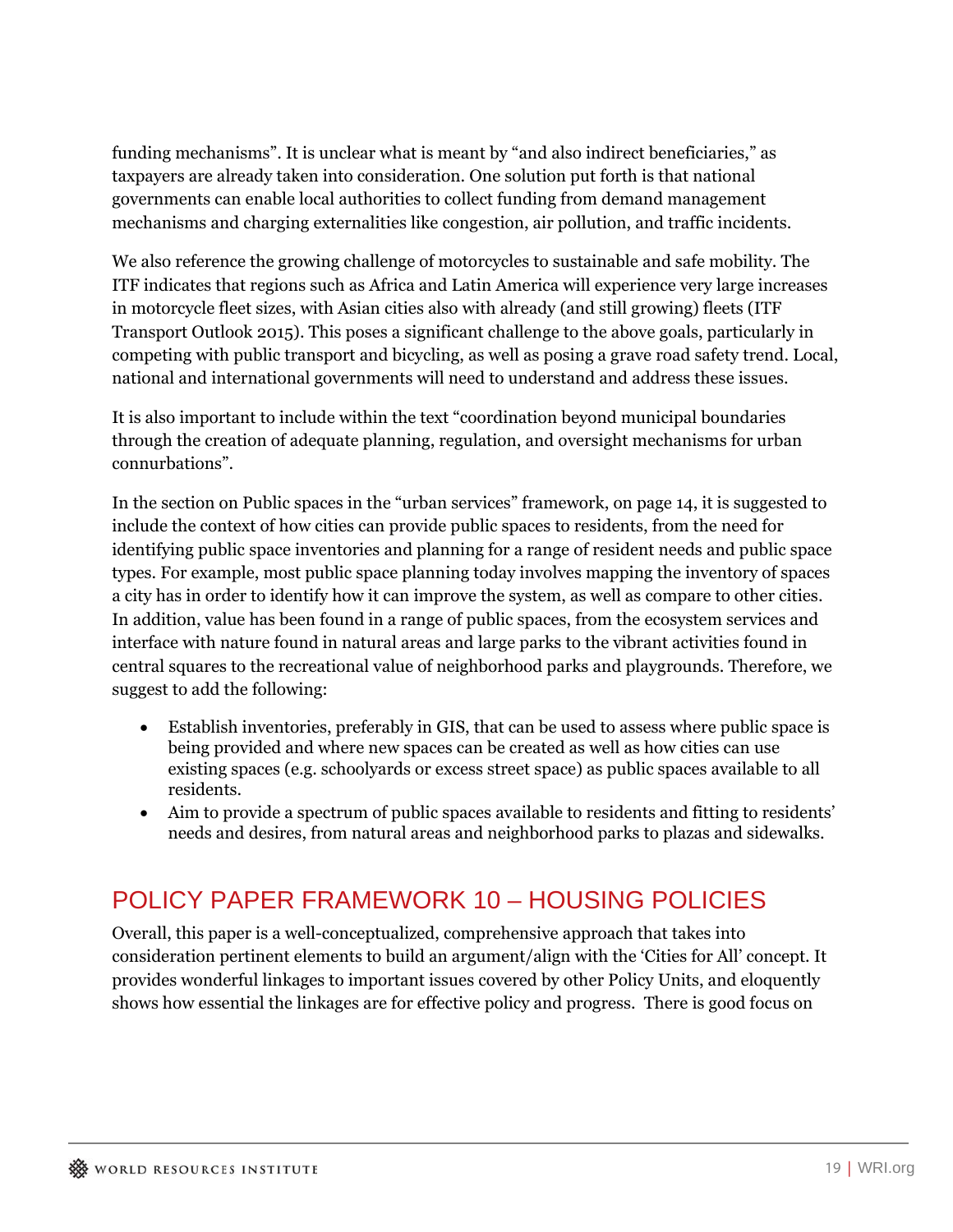funding mechanisms". It is unclear what is meant by "and also indirect beneficiaries," as taxpayers are already taken into consideration. One solution put forth is that national governments can enable local authorities to collect funding from demand management mechanisms and charging externalities like congestion, air pollution, and traffic incidents.

We also reference the growing challenge of motorcycles to sustainable and safe mobility. The ITF indicates that regions such as Africa and Latin America will experience very large increases in motorcycle fleet sizes, with Asian cities also with already (and still growing) fleets (ITF Transport Outlook 2015). This poses a significant challenge to the above goals, particularly in competing with public transport and bicycling, as well as posing a grave road safety trend. Local, national and international governments will need to understand and address these issues.

It is also important to include within the text "coordination beyond municipal boundaries through the creation of adequate planning, regulation, and oversight mechanisms for urban connurbations".

In the section on Public spaces in the "urban services" framework, on page 14, it is suggested to include the context of how cities can provide public spaces to residents, from the need for identifying public space inventories and planning for a range of resident needs and public space types. For example, most public space planning today involves mapping the inventory of spaces a city has in order to identify how it can improve the system, as well as compare to other cities. In addition, value has been found in a range of public spaces, from the ecosystem services and interface with nature found in natural areas and large parks to the vibrant activities found in central squares to the recreational value of neighborhood parks and playgrounds. Therefore, we suggest to add the following:

- Establish inventories, preferably in GIS, that can be used to assess where public space is being provided and where new spaces can be created as well as how cities can use existing spaces (e.g. schoolyards or excess street space) as public spaces available to all residents.
- Aim to provide a spectrum of public spaces available to residents and fitting to residents' needs and desires, from natural areas and neighborhood parks to plazas and sidewalks.

## POLICY PAPER FRAMEWORK 10 – HOUSING POLICIES

Overall, this paper is a well-conceptualized, comprehensive approach that takes into consideration pertinent elements to build an argument/align with the 'Cities for All' concept. It provides wonderful linkages to important issues covered by other Policy Units, and eloquently shows how essential the linkages are for effective policy and progress. There is good focus on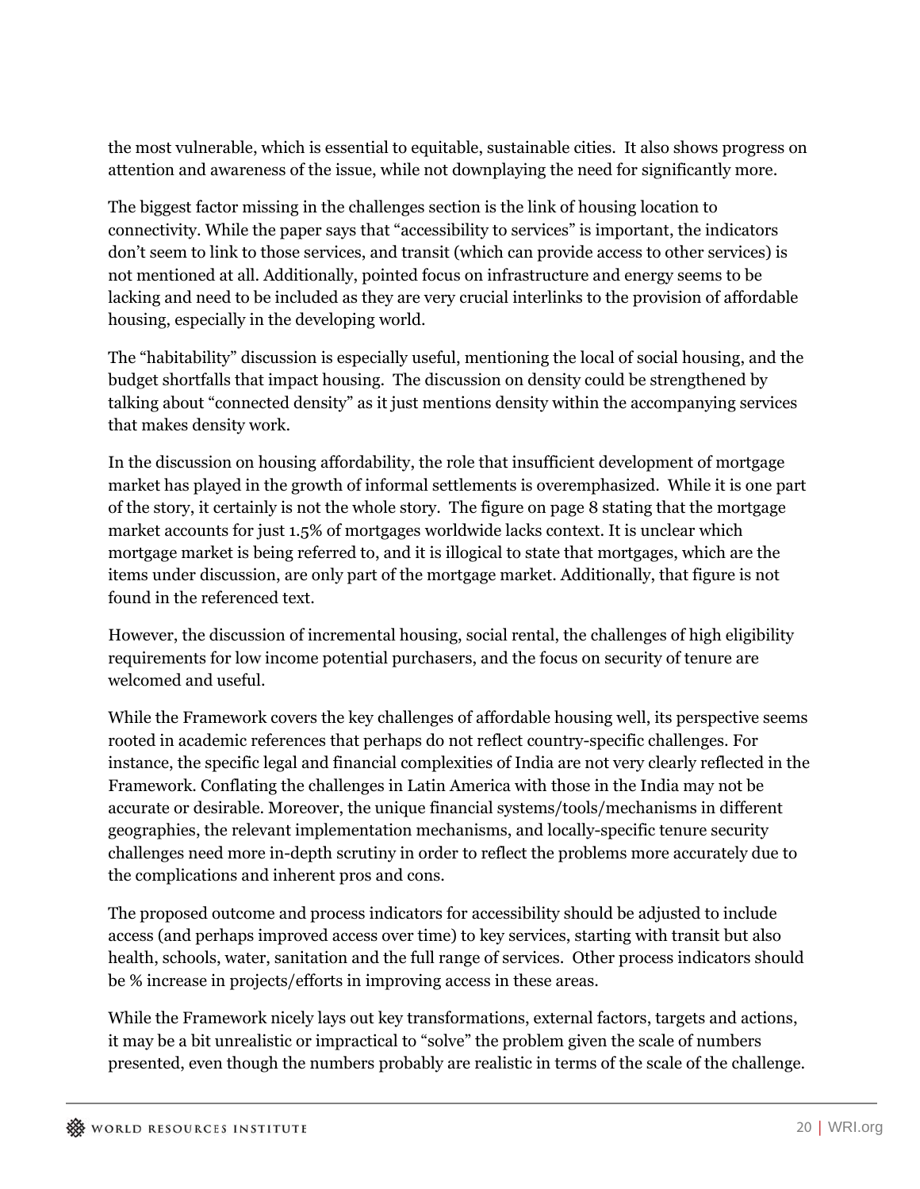the most vulnerable, which is essential to equitable, sustainable cities. It also shows progress on attention and awareness of the issue, while not downplaying the need for significantly more.

The biggest factor missing in the challenges section is the link of housing location to connectivity. While the paper says that "accessibility to services" is important, the indicators don't seem to link to those services, and transit (which can provide access to other services) is not mentioned at all. Additionally, pointed focus on infrastructure and energy seems to be lacking and need to be included as they are very crucial interlinks to the provision of affordable housing, especially in the developing world.

The "habitability" discussion is especially useful, mentioning the local of social housing, and the budget shortfalls that impact housing. The discussion on density could be strengthened by talking about "connected density" as it just mentions density within the accompanying services that makes density work.

In the discussion on housing affordability, the role that insufficient development of mortgage market has played in the growth of informal settlements is overemphasized. While it is one part of the story, it certainly is not the whole story. The figure on page 8 stating that the mortgage market accounts for just 1.5% of mortgages worldwide lacks context. It is unclear which mortgage market is being referred to, and it is illogical to state that mortgages, which are the items under discussion, are only part of the mortgage market. Additionally, that figure is not found in the referenced text.

However, the discussion of incremental housing, social rental, the challenges of high eligibility requirements for low income potential purchasers, and the focus on security of tenure are welcomed and useful.

While the Framework covers the key challenges of affordable housing well, its perspective seems rooted in academic references that perhaps do not reflect country-specific challenges. For instance, the specific legal and financial complexities of India are not very clearly reflected in the Framework. Conflating the challenges in Latin America with those in the India may not be accurate or desirable. Moreover, the unique financial systems/tools/mechanisms in different geographies, the relevant implementation mechanisms, and locally-specific tenure security challenges need more in-depth scrutiny in order to reflect the problems more accurately due to the complications and inherent pros and cons.

The proposed outcome and process indicators for accessibility should be adjusted to include access (and perhaps improved access over time) to key services, starting with transit but also health, schools, water, sanitation and the full range of services. Other process indicators should be % increase in projects/efforts in improving access in these areas.

While the Framework nicely lays out key transformations, external factors, targets and actions, it may be a bit unrealistic or impractical to "solve" the problem given the scale of numbers presented, even though the numbers probably are realistic in terms of the scale of the challenge.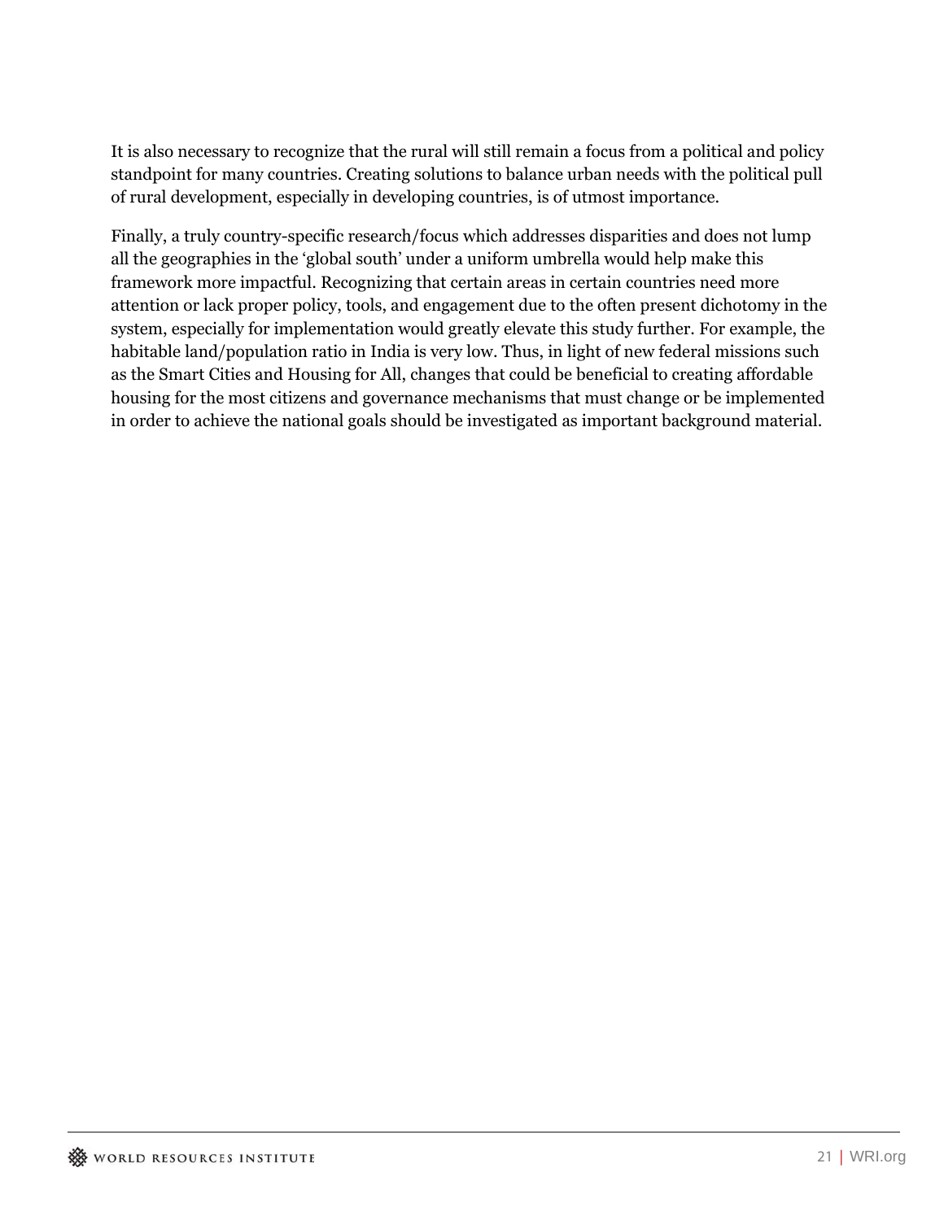It is also necessary to recognize that the rural will still remain a focus from a political and policy standpoint for many countries. Creating solutions to balance urban needs with the political pull of rural development, especially in developing countries, is of utmost importance.

Finally, a truly country-specific research/focus which addresses disparities and does not lump all the geographies in the 'global south' under a uniform umbrella would help make this framework more impactful. Recognizing that certain areas in certain countries need more attention or lack proper policy, tools, and engagement due to the often present dichotomy in the system, especially for implementation would greatly elevate this study further. For example, the habitable land/population ratio in India is very low. Thus, in light of new federal missions such as the Smart Cities and Housing for All, changes that could be beneficial to creating affordable housing for the most citizens and governance mechanisms that must change or be implemented in order to achieve the national goals should be investigated as important background material.